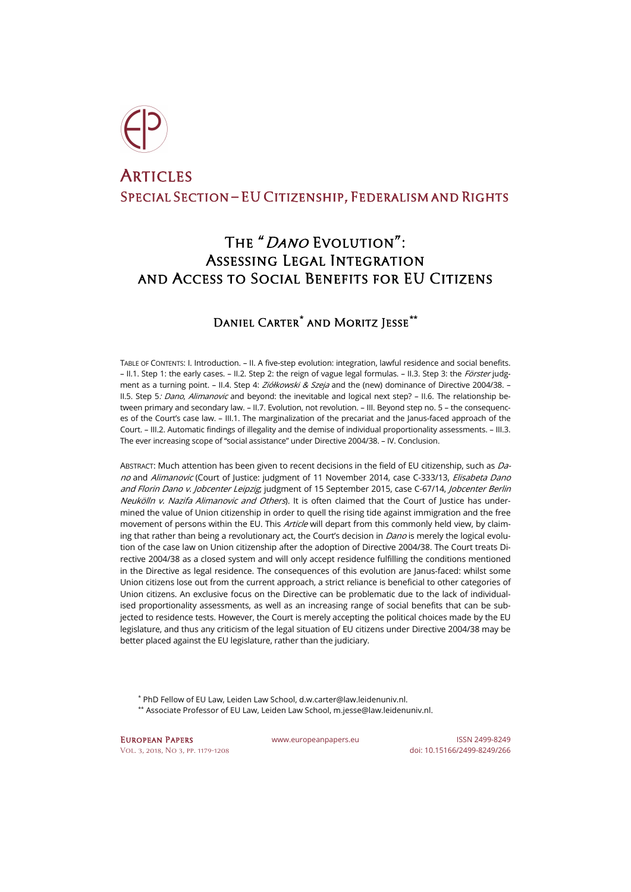# Articles

## Special Section – EU Citizenship, Federalism and Rights

# The "*Dano* Evolution": Assessing Legal Integration and Access to Social Benefits for EU Citizens

## Daniel Carter* and Moritz Jesse**

Table of Contents: I. Introduction. – II. A five-step evolution: integration, lawful residence and social benefits. – II.1. Step 1: the early cases. – II.2. Step 2: the reign of vague legal formulas. – II.3. Step 3: the *Förster* judgment as a turning point. – II.4. Step 4: *Ziółkowski & Szeja* and the (new) dominance of Directive 2004/38. – II.5. Step 5*: Dano*, *Alimanovic* and beyond: the inevitable and logical next step? – II.6. The relationship between primary and secondary law. – II.7. Evolution, not revolution. – III. Beyond step no. 5 – the consequences of the Court's case law. – III.1. The marginalization of the precariat and the Janus-faced approach of the Court. – III.2. Automatic findings of illegality and the demise of individual proportionality assessments. – III.3. The ever increasing scope of "social assistance" under Directive 2004/38. – IV. Conclusion.

Abstract: Much attention has been given to recent decisions in the field of EU citizenship, such as *Dano* and *Alimanovic* (Court of Justice: judgment of 11 November 2014, case C-333/13, *Elisabeta Dano and Florin Dano v. Jobcenter Leipzig*; judgment of 15 September 2015, case C-67/14, *Jobcenter Berlin Neukölln v. Nazifa Alimanovic and Others*). It is often claimed that the Court of Justice has undermined the value of Union citizenship in order to quell the rising tide against immigration and the free movement of persons within the EU. This *Article* will depart from this commonly held view, by claiming that rather than being a revolutionary act, the Court's decision in *Dano* is merely the logical evolution of the case law on Union citizenship after the adoption of Directive 2004/38. The Court treats Directive 2004/38 as a closed system and will only accept residence fulfilling the conditions mentioned in the Directive as legal residence. The consequences of this evolution are Janus-faced: whilst some Union citizens lose out from the current approach, a strict reliance is beneficial to other categories of Union citizens. An exclusive focus on the Directive can be problematic due to the lack of individualised proportionality assessments, as well as an increasing range of social benefits that can be subjected to residence tests. However, the Court is merely accepting the political choices made by the EU legislature, and thus any criticism of the legal situation of EU citizens under Directive 2004/38 may be better placed against the EU legislature, rather than the judiciary.

\* PhD Fellow of EU Law, Leiden Law School, d.w.carter@law.leidenuniv.nl.

\*\* Associate Professor of EU Law, Leiden Law School, m.jesse@law.leidenuniv.nl.

www.europeanpapers.eu

ISSN 2499-8249
doi: 10.15166/2499-8249/266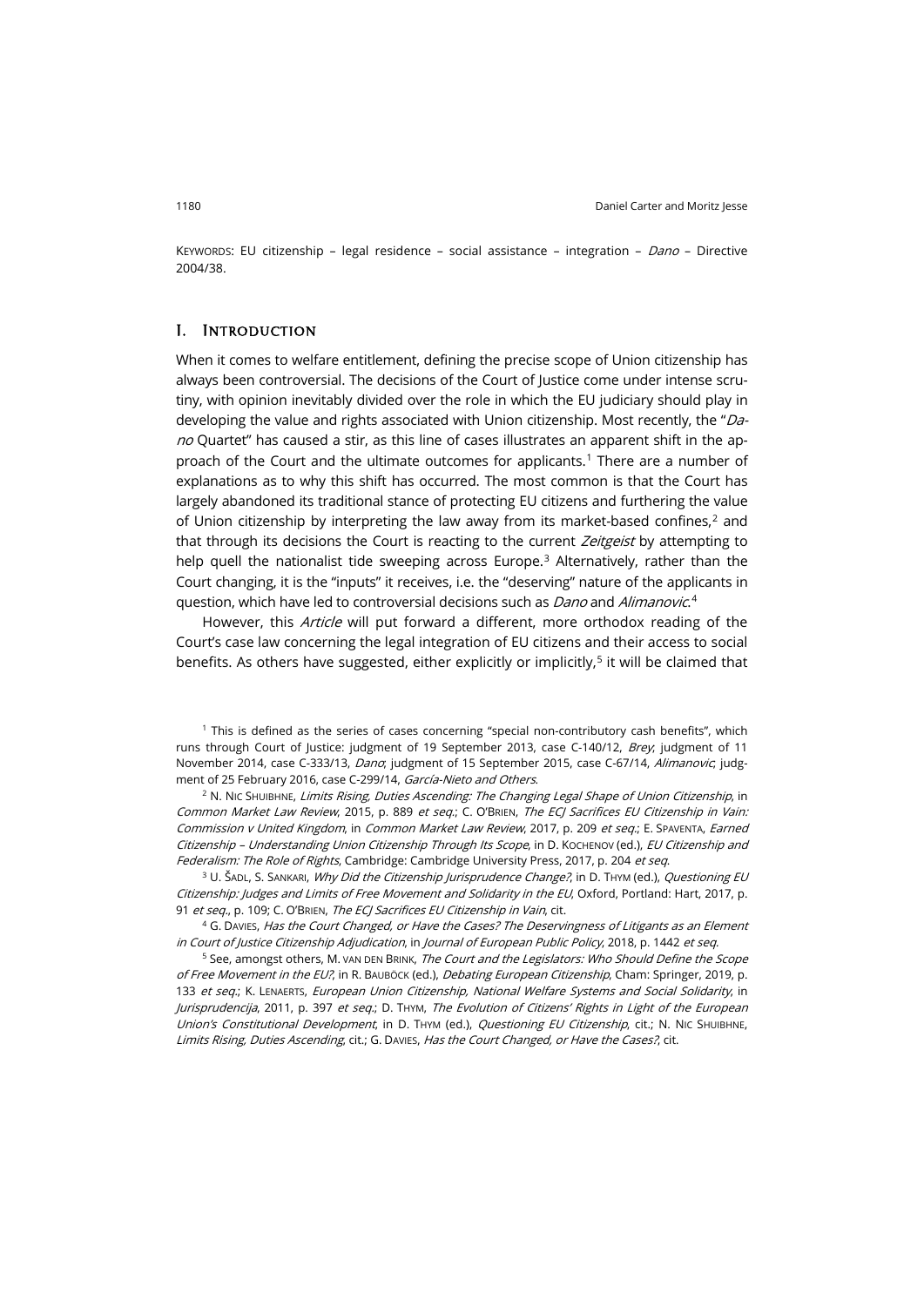KEYWORDS: EU citizenship – legal residence – social assistance – integration – *Dano* – Directive 2004/38.

## I. Introduction

When it comes to welfare entitlement, defining the precise scope of Union citizenship has always been controversial. The decisions of the Court of Justice come under intense scrutiny, with opinion inevitably divided over the role in which the EU judiciary should play in developing the value and rights associated with Union citizenship. Most recently, the "*Dano* Quartet" has caused a stir, as this line of cases illustrates an apparent shift in the approach of the Court and the ultimate outcomes for applicants.[1] There are a number of explanations as to why this shift has occurred. The most common is that the Court has largely abandoned its traditional stance of protecting EU citizens and furthering the value of Union citizenship by interpreting the law away from its market-based confines,[2] and that through its decisions the Court is reacting to the current *Zeitgeist* by attempting to help quell the nationalist tide sweeping across Europe.[3] Alternatively, rather than the Court changing, it is the "inputs" it receives, i.e. the "deserving" nature of the applicants in question, which have led to controversial decisions such as *Dano* and *Alimanovic*.[4]

However, this *Article* will put forward a different, more orthodox reading of the Court's case law concerning the legal integration of EU citizens and their access to social benefits. As others have suggested, either explicitly or implicitly,[5] it will be claimed that

---

[1] This is defined as the series of cases concerning "special non-contributory cash benefits", which runs through Court of Justice: judgment of 19 September 2013, case C-140/12, *Brey*; judgment of 11 November 2014, case C-333/13, *Dano*; judgment of 15 September 2015, case C-67/14, *Alimanovic*; judgment of 25 February 2016, case C-299/14, *García-Nieto and Others*.

[2] N. NIC SHUIBHNE, *Limits Rising, Duties Ascending: The Changing Legal Shape of Union Citizenship*, in *Common Market Law Review*, 2015, p. 889 *et seq.*; C. O'BRIEN, *The ECJ Sacrifices EU Citizenship in Vain: Commission v United Kingdom*, in *Common Market Law Review*, 2017, p. 209 *et seq.*; E. SPAVENTA, *Earned Citizenship – Understanding Union Citizenship Through Its Scope*, in D. KOCHENOV (ed.), *EU Citizenship and Federalism: The Role of Rights*, Cambridge: Cambridge University Press, 2017, p. 204 *et seq.*

[3] U. ŠADL, S. SANKARI, *Why Did the Citizenship Jurisprudence Change?*, in D. THYM (ed.), *Questioning EU Citizenship: Judges and Limits of Free Movement and Solidarity in the EU*, Oxford, Portland: Hart, 2017, p. 91 *et seq.*, p. 109; C. O'BRIEN, *The ECJ Sacrifices EU Citizenship in Vain*, cit.

[4] G. DAVIES, *Has the Court Changed, or Have the Cases? The Deservingness of Litigants as an Element in Court of Justice Citizenship Adjudication*, in *Journal of European Public Policy*, 2018, p. 1442 *et seq.*

[5] See, amongst others, M. VAN DEN BRINK, *The Court and the Legislators: Who Should Define the Scope of Free Movement in the EU?*, in R. BAUBÖCK (ed.), *Debating European Citizenship*, Cham: Springer, 2019, p. 133 *et seq.*; K. LENAERTS, *European Union Citizenship, National Welfare Systems and Social Solidarity*, in *Jurisprudencija*, 2011, p. 397 *et seq.*; D. THYM, *The Evolution of Citizens' Rights in Light of the European Union's Constitutional Development*, in D. THYM (ed.), *Questioning EU Citizenship*, cit.; N. NIC SHUIBHNE, *Limits Rising, Duties Ascending*, cit.; G. DAVIES, *Has the Court Changed, or Have the Cases?*, cit.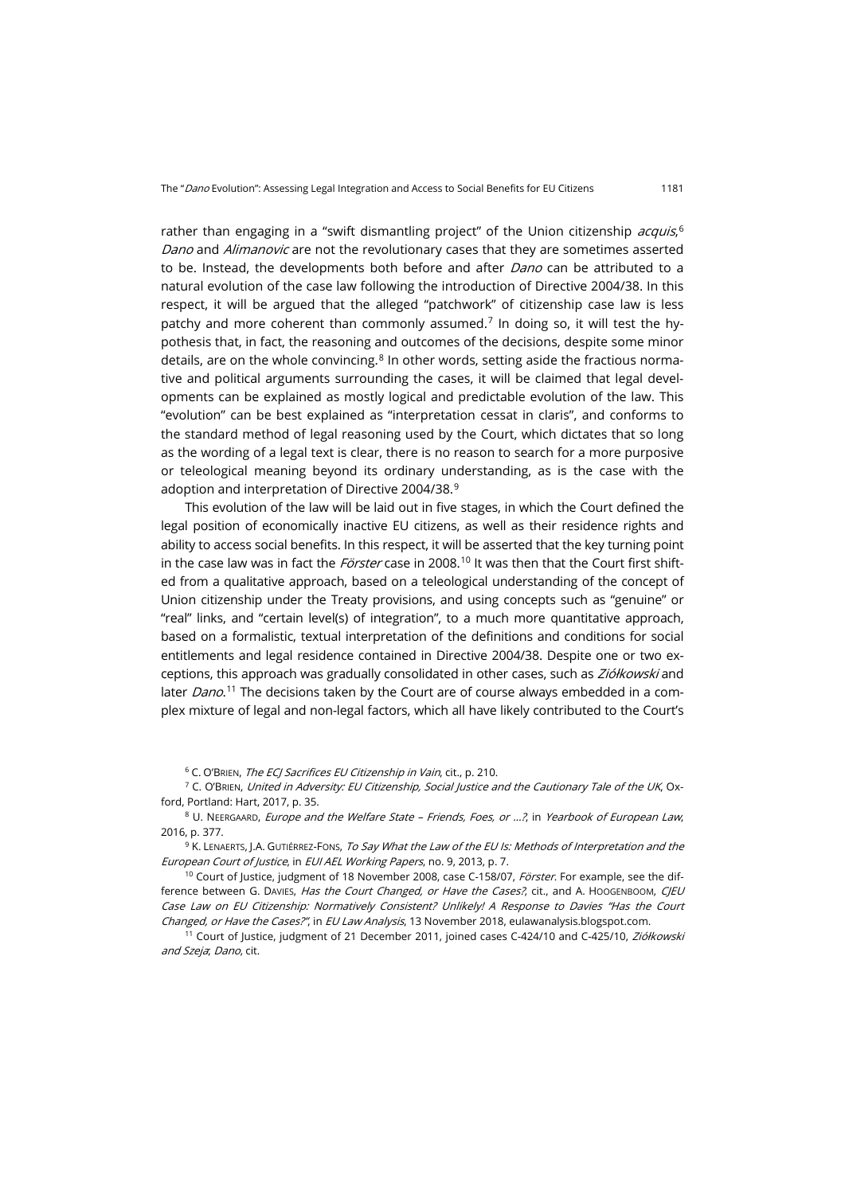rather than engaging in a "swift dismantling project" of the Union citizenship *acquis*,[6] *Dano* and *Alimanovic* are not the revolutionary cases that they are sometimes asserted to be. Instead, the developments both before and after *Dano* can be attributed to a natural evolution of the case law following the introduction of Directive 2004/38. In this respect, it will be argued that the alleged "patchwork" of citizenship case law is less patchy and more coherent than commonly assumed.[7] In doing so, it will test the hypothesis that, in fact, the reasoning and outcomes of the decisions, despite some minor details, are on the whole convincing.[8] In other words, setting aside the fractious normative and political arguments surrounding the cases, it will be claimed that legal developments can be explained as mostly logical and predictable evolution of the law. This "evolution" can be best explained as "interpretation cessat in claris", and conforms to the standard method of legal reasoning used by the Court, which dictates that so long as the wording of a legal text is clear, there is no reason to search for a more purposive or teleological meaning beyond its ordinary understanding, as is the case with the adoption and interpretation of Directive 2004/38.[9]

This evolution of the law will be laid out in five stages, in which the Court defined the legal position of economically inactive EU citizens, as well as their residence rights and ability to access social benefits. In this respect, it will be asserted that the key turning point in the case law was in fact the *Förster* case in 2008.[10] It was then that the Court first shifted from a qualitative approach, based on a teleological understanding of the concept of Union citizenship under the Treaty provisions, and using concepts such as "genuine" or "real" links, and "certain level(s) of integration", to a much more quantitative approach, based on a formalistic, textual interpretation of the definitions and conditions for social entitlements and legal residence contained in Directive 2004/38. Despite one or two exceptions, this approach was gradually consolidated in other cases, such as *Ziółkowski* and later *Dano*.[11] The decisions taken by the Court are of course always embedded in a complex mixture of legal and non-legal factors, which all have likely contributed to the Court's

[6] C. O'Brien, *The ECJ Sacrifices EU Citizenship in Vain*, cit., p. 210.

[7] C. O'Brien, *United in Adversity: EU Citizenship, Social Justice and the Cautionary Tale of the UK*, Oxford, Portland: Hart, 2017, p. 35.

[8] U. Neergaard, *Europe and the Welfare State – Friends, Foes, or …?*, in *Yearbook of European Law*, 2016, p. 377.

[9] K. Lenaerts, J.A. Gutiérrez-Fons, *To Say What the Law of the EU Is: Methods of Interpretation and the European Court of Justice*, in *EUI AEL Working Papers*, no. 9, 2013, p. 7.

[10] Court of Justice, judgment of 18 November 2008, case C-158/07, *Förster*. For example, see the difference between G. Davies, *Has the Court Changed, or Have the Cases?*, cit., and A. Hoogenboom, *CJEU Case Law on EU Citizenship: Normatively Consistent? Unlikely! A Response to Davies "Has the Court Changed, or Have the Cases?"*, in *EU Law Analysis*, 13 November 2018, eulawanalysis.blogspot.com.

[11] Court of Justice, judgment of 21 December 2011, joined cases C-424/10 and C-425/10, *Ziółkowski and Szeja*; *Dano*, cit.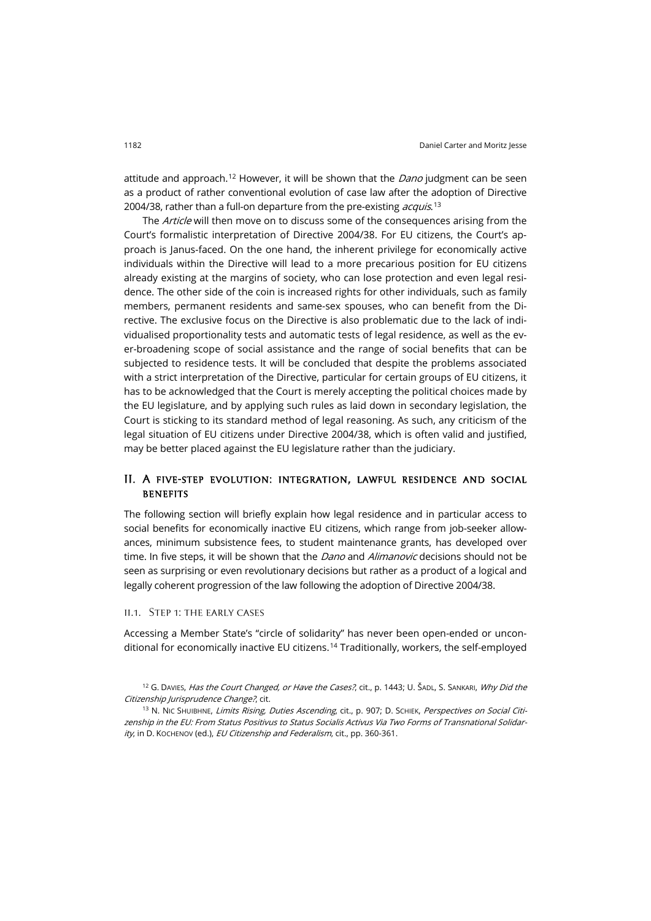attitude and approach.[12] However, it will be shown that the *Dano* judgment can be seen as a product of rather conventional evolution of case law after the adoption of Directive 2004/38, rather than a full-on departure from the pre-existing *acquis*.[13]

The *Article* will then move on to discuss some of the consequences arising from the Court's formalistic interpretation of Directive 2004/38. For EU citizens, the Court's approach is Janus-faced. On the one hand, the inherent privilege for economically active individuals within the Directive will lead to a more precarious position for EU citizens already existing at the margins of society, who can lose protection and even legal residence. The other side of the coin is increased rights for other individuals, such as family members, permanent residents and same-sex spouses, who can benefit from the Directive. The exclusive focus on the Directive is also problematic due to the lack of individualised proportionality tests and automatic tests of legal residence, as well as the ever-broadening scope of social assistance and the range of social benefits that can be subjected to residence tests. It will be concluded that despite the problems associated with a strict interpretation of the Directive, particular for certain groups of EU citizens, it has to be acknowledged that the Court is merely accepting the political choices made by the EU legislature, and by applying such rules as laid down in secondary legislation, the Court is sticking to its standard method of legal reasoning. As such, any criticism of the legal situation of EU citizens under Directive 2004/38, which is often valid and justified, may be better placed against the EU legislature rather than the judiciary.

## II. A five-step evolution: integration, lawful residence and social benefits

The following section will briefly explain how legal residence and in particular access to social benefits for economically inactive EU citizens, which range from job-seeker allowances, minimum subsistence fees, to student maintenance grants, has developed over time. In five steps, it will be shown that the *Dano* and *Alimanovic* decisions should not be seen as surprising or even revolutionary decisions but rather as a product of a logical and legally coherent progression of the law following the adoption of Directive 2004/38.

### II.1. Step 1: the early cases

Accessing a Member State's "circle of solidarity" has never been open-ended or unconditional for economically inactive EU citizens.[14] Traditionally, workers, the self-employed

---

[12] G. Davies, *Has the Court Changed, or Have the Cases?*, cit., p. 1443; U. Šadl, S. Sankari, *Why Did the Citizenship Jurisprudence Change?*, cit.

[13] N. Nic Shuibhne, *Limits Rising, Duties Ascending*, cit., p. 907; D. Schiek, *Perspectives on Social Citizenship in the EU: From Status Positivus to Status Socialis Activus Via Two Forms of Transnational Solidarity*, in D. Kochenov (ed.), *EU Citizenship and Federalism*, cit., pp. 360-361.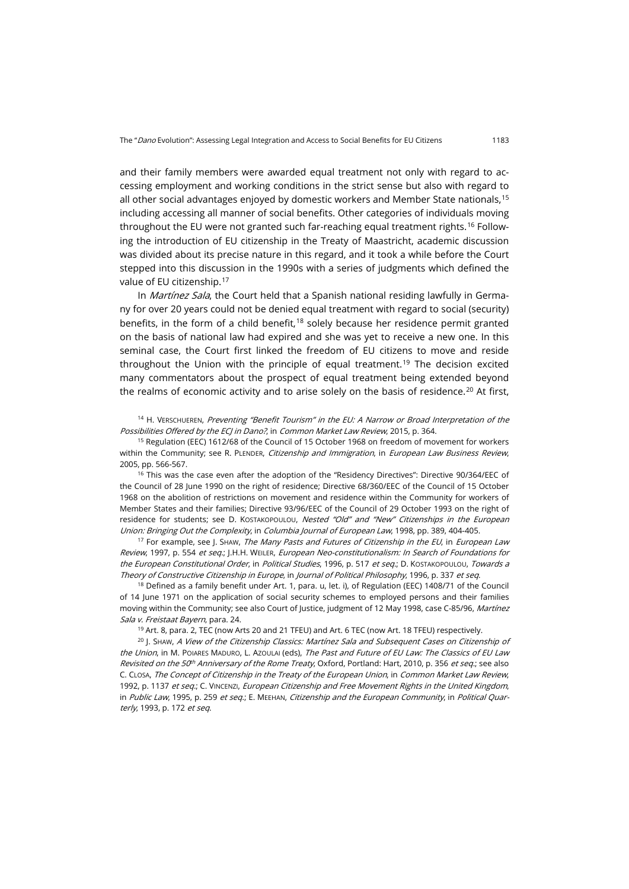and their family members were awarded equal treatment not only with regard to accessing employment and working conditions in the strict sense but also with regard to all other social advantages enjoyed by domestic workers and Member State nationals,[15] including accessing all manner of social benefits. Other categories of individuals moving throughout the EU were not granted such far-reaching equal treatment rights.[16] Following the introduction of EU citizenship in the Treaty of Maastricht, academic discussion was divided about its precise nature in this regard, and it took a while before the Court stepped into this discussion in the 1990s with a series of judgments which defined the value of EU citizenship.[17]

In *Martínez Sala*, the Court held that a Spanish national residing lawfully in Germany for over 20 years could not be denied equal treatment with regard to social (security) benefits, in the form of a child benefit,[18] solely because her residence permit granted on the basis of national law had expired and she was yet to receive a new one. In this seminal case, the Court first linked the freedom of EU citizens to move and reside throughout the Union with the principle of equal treatment.[19] The decision excited many commentators about the prospect of equal treatment being extended beyond the realms of economic activity and to arise solely on the basis of residence.[20] At first,

[14] H. Verschueren, *Preventing "Benefit Tourism" in the EU: A Narrow or Broad Interpretation of the Possibilities Offered by the ECJ in Dano?*, in *Common Market Law Review*, 2015, p. 364.

[15] Regulation (EEC) 1612/68 of the Council of 15 October 1968 on freedom of movement for workers within the Community; see R. Plender, *Citizenship and Immigration*, in *European Law Business Review*, 2005, pp. 566-567.

[16] This was the case even after the adoption of the "Residency Directives": Directive 90/364/EEC of the Council of 28 June 1990 on the right of residence; Directive 68/360/EEC of the Council of 15 October 1968 on the abolition of restrictions on movement and residence within the Community for workers of Member States and their families; Directive 93/96/EEC of the Council of 29 October 1993 on the right of residence for students; see D. Kostakopoulou, *Nested "Old" and "New" Citizenships in the European Union: Bringing Out the Complexity*, in *Columbia Journal of European Law*, 1998, pp. 389, 404-405.

[17] For example, see J. Shaw, *The Many Pasts and Futures of Citizenship in the EU*, in *European Law Review*, 1997, p. 554 *et seq.*; J.H.H. Weiler, *European Neo-constitutionalism: In Search of Foundations for the European Constitutional Order*, in *Political Studies*, 1996, p. 517 *et seq.*; D. Kostakopoulou, *Towards a Theory of Constructive Citizenship in Europe*, in *Journal of Political Philosophy*, 1996, p. 337 *et seq*.

[18] Defined as a family benefit under Art. 1, para. u, let. i), of Regulation (EEC) 1408/71 of the Council of 14 June 1971 on the application of social security schemes to employed persons and their families moving within the Community; see also Court of Justice, judgment of 12 May 1998, case C-85/96, *Martínez Sala v. Freistaat Bayern*, para. 24.

[19] Art. 8, para. 2, TEC (now Arts 20 and 21 TFEU) and Art. 6 TEC (now Art. 18 TFEU) respectively.

[20] J. Shaw, *A View of the Citizenship Classics: Martínez Sala and Subsequent Cases on Citizenship of the Union*, in M. Poiares Maduro, L. Azoulai (eds), *The Past and Future of EU Law: The Classics of EU Law Revisited on the 50th Anniversary of the Rome Treaty*, Oxford, Portland: Hart, 2010, p. 356 *et seq.*; see also C. Closa, *The Concept of Citizenship in the Treaty of the European Union*, in *Common Market Law Review*, 1992, p. 1137 *et seq.*; C. Vincenzi, *European Citizenship and Free Movement Rights in the United Kingdom*, in *Public Law*, 1995, p. 259 *et seq.*; E. Meehan, *Citizenship and the European Community*, in *Political Quarterly*, 1993, p. 172 *et seq*.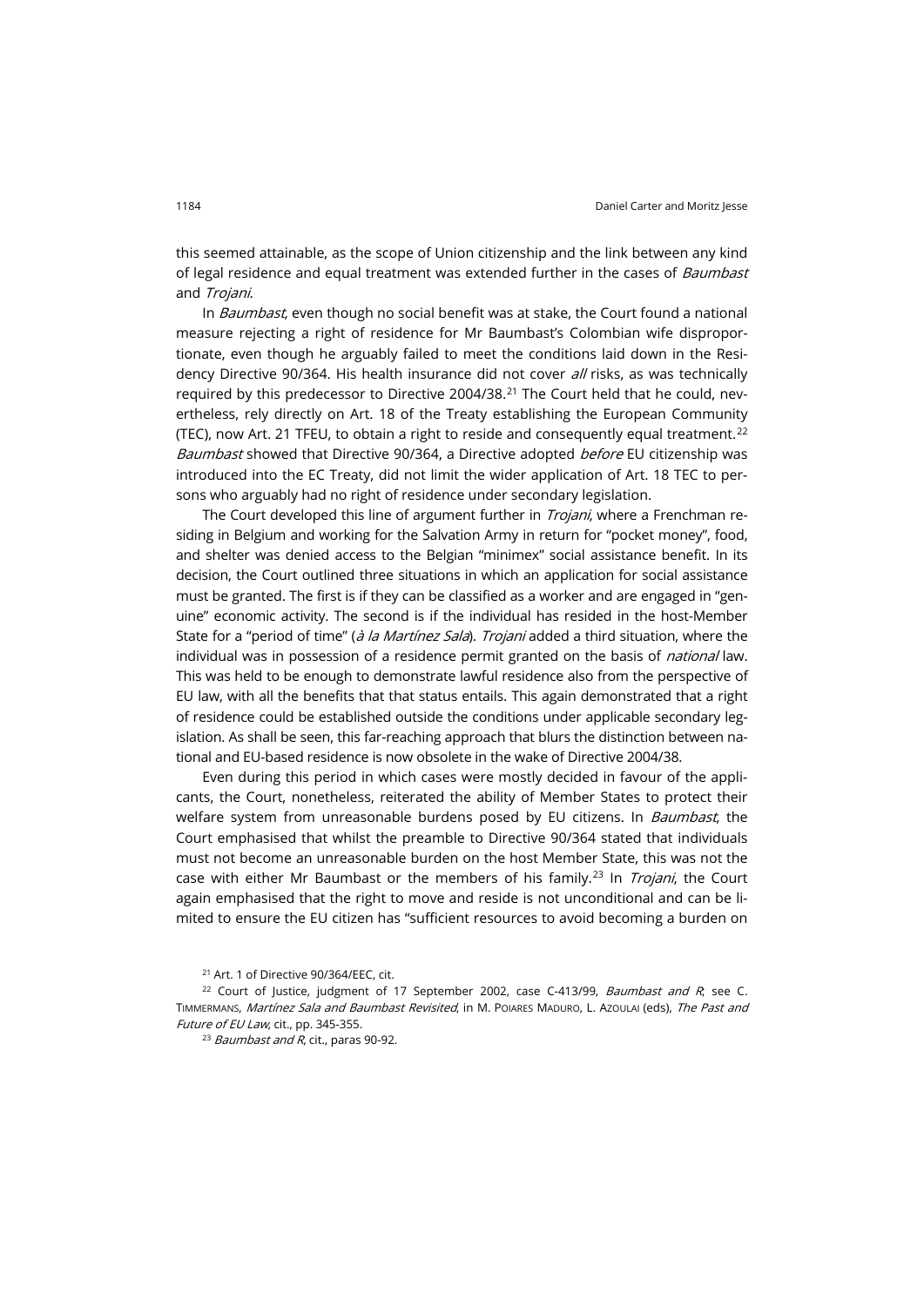this seemed attainable, as the scope of Union citizenship and the link between any kind of legal residence and equal treatment was extended further in the cases of *Baumbast* and *Trojani*.

In *Baumbast*, even though no social benefit was at stake, the Court found a national measure rejecting a right of residence for Mr Baumbast's Colombian wife disproportionate, even though he arguably failed to meet the conditions laid down in the Residency Directive 90/364. His health insurance did not cover *all* risks, as was technically required by this predecessor to Directive 2004/38.[21] The Court held that he could, nevertheless, rely directly on Art. 18 of the Treaty establishing the European Community (TEC), now Art. 21 TFEU, to obtain a right to reside and consequently equal treatment.[22] *Baumbast* showed that Directive 90/364, a Directive adopted *before* EU citizenship was introduced into the EC Treaty, did not limit the wider application of Art. 18 TEC to persons who arguably had no right of residence under secondary legislation.

The Court developed this line of argument further in *Trojani*, where a Frenchman residing in Belgium and working for the Salvation Army in return for "pocket money", food, and shelter was denied access to the Belgian "minimex" social assistance benefit. In its decision, the Court outlined three situations in which an application for social assistance must be granted. The first is if they can be classified as a worker and are engaged in "genuine" economic activity. The second is if the individual has resided in the host-Member State for a "period of time" (*à la Martínez Sala*). *Trojani* added a third situation, where the individual was in possession of a residence permit granted on the basis of *national* law. This was held to be enough to demonstrate lawful residence also from the perspective of EU law, with all the benefits that that status entails. This again demonstrated that a right of residence could be established outside the conditions under applicable secondary legislation. As shall be seen, this far-reaching approach that blurs the distinction between national and EU-based residence is now obsolete in the wake of Directive 2004/38.

Even during this period in which cases were mostly decided in favour of the applicants, the Court, nonetheless, reiterated the ability of Member States to protect their welfare system from unreasonable burdens posed by EU citizens. In *Baumbast*, the Court emphasised that whilst the preamble to Directive 90/364 stated that individuals must not become an unreasonable burden on the host Member State, this was not the case with either Mr Baumbast or the members of his family.[23] In *Trojani*, the Court again emphasised that the right to move and reside is not unconditional and can be limited to ensure the EU citizen has "sufficient resources to avoid becoming a burden on

[21] Art. 1 of Directive 90/364/EEC, cit.

[22] Court of Justice, judgment of 17 September 2002, case C-413/99, *Baumbast and R*; see C. Timmermans, *Martínez Sala and Baumbast Revisited*, in M. Poiares Maduro, L. Azoulai (eds), *The Past and Future of EU Law*, cit., pp. 345-355.

[23] *Baumbast and R*, cit., paras 90-92.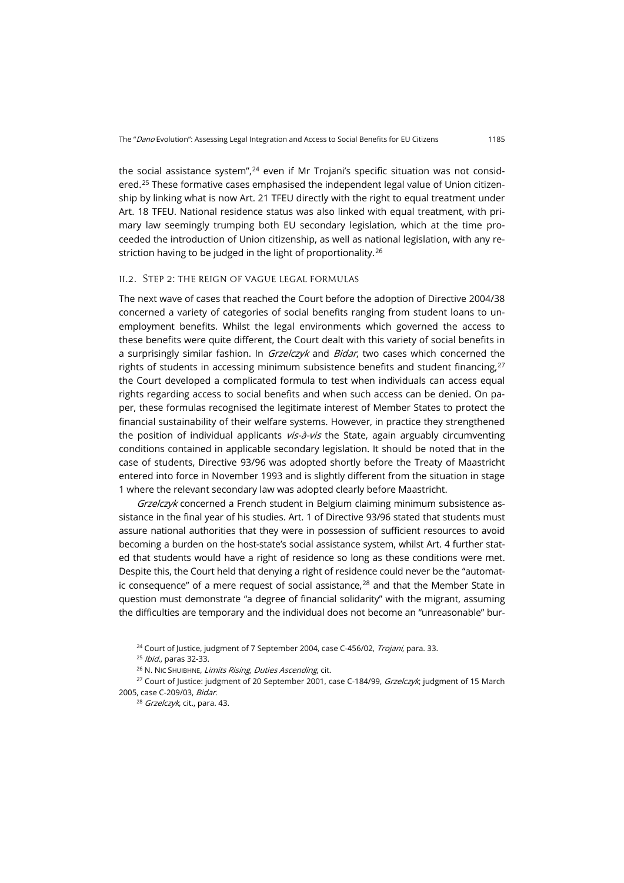the social assistance system",[24] even if Mr Trojani's specific situation was not considered.[25] These formative cases emphasised the independent legal value of Union citizenship by linking what is now Art. 21 TFEU directly with the right to equal treatment under Art. 18 TFEU. National residence status was also linked with equal treatment, with primary law seemingly trumping both EU secondary legislation, which at the time proceeded the introduction of Union citizenship, as well as national legislation, with any restriction having to be judged in the light of proportionality.[26]

### II.2. Step 2: the reign of vague legal formulas

The next wave of cases that reached the Court before the adoption of Directive 2004/38 concerned a variety of categories of social benefits ranging from student loans to unemployment benefits. Whilst the legal environments which governed the access to these benefits were quite different, the Court dealt with this variety of social benefits in a surprisingly similar fashion. In *Grzelczyk* and *Bidar*, two cases which concerned the rights of students in accessing minimum subsistence benefits and student financing,[27] the Court developed a complicated formula to test when individuals can access equal rights regarding access to social benefits and when such access can be denied. On paper, these formulas recognised the legitimate interest of Member States to protect the financial sustainability of their welfare systems. However, in practice they strengthened the position of individual applicants *vis-à-vis* the State, again arguably circumventing conditions contained in applicable secondary legislation. It should be noted that in the case of students, Directive 93/96 was adopted shortly before the Treaty of Maastricht entered into force in November 1993 and is slightly different from the situation in stage 1 where the relevant secondary law was adopted clearly before Maastricht.

*Grzelczyk* concerned a French student in Belgium claiming minimum subsistence assistance in the final year of his studies. Art. 1 of Directive 93/96 stated that students must assure national authorities that they were in possession of sufficient resources to avoid becoming a burden on the host-state's social assistance system, whilst Art. 4 further stated that students would have a right of residence so long as these conditions were met. Despite this, the Court held that denying a right of residence could never be the "automatic consequence" of a mere request of social assistance,[28] and that the Member State in question must demonstrate "a degree of financial solidarity" with the migrant, assuming the difficulties are temporary and the individual does not become an "unreasonable" bur-

[24] Court of Justice, judgment of 7 September 2004, case C-456/02, *Trojani*, para. 33.

[25] *Ibid.*, paras 32-33.

[26] N. Nic Shuibhne, *Limits Rising, Duties Ascending*, cit.

[27] Court of Justice: judgment of 20 September 2001, case C-184/99, *Grzelczyk*; judgment of 15 March 2005, case C-209/03, *Bidar*.

[28] *Grzelczyk*, cit., para. 43.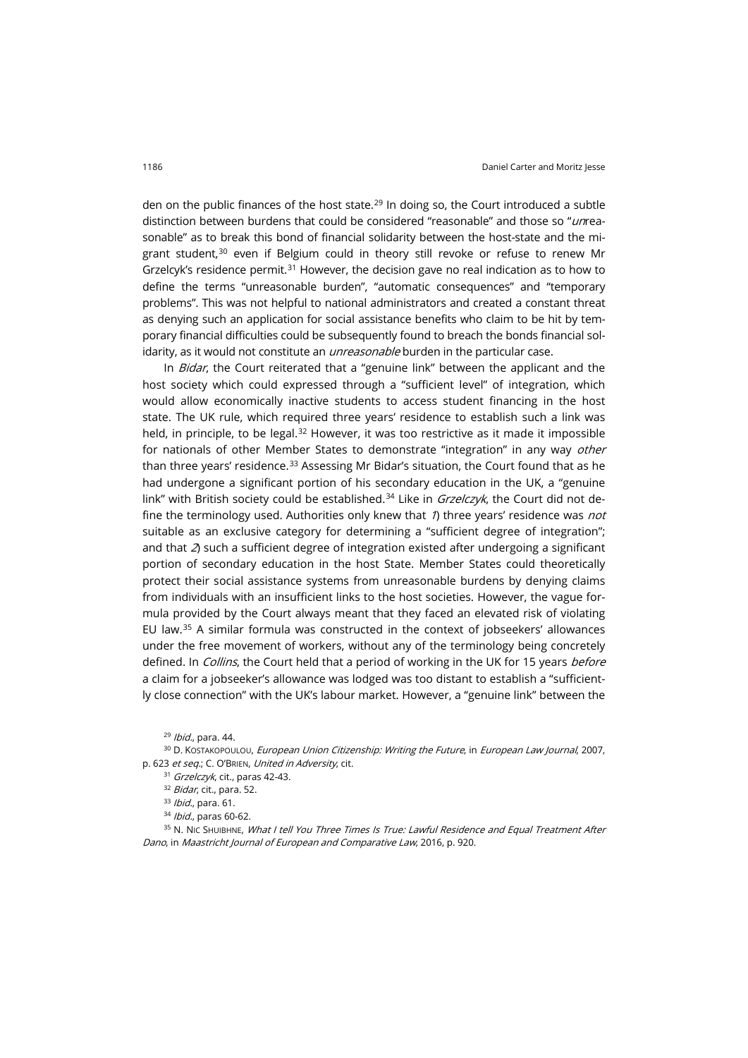den on the public finances of the host state.[29] In doing so, the Court introduced a subtle distinction between burdens that could be considered "reasonable" and those so "*un*reasonable" as to break this bond of financial solidarity between the host-state and the migrant student,[30] even if Belgium could in theory still revoke or refuse to renew Mr Grzelcyk's residence permit.[31] However, the decision gave no real indication as to how to define the terms "unreasonable burden", "automatic consequences" and "temporary problems". This was not helpful to national administrators and created a constant threat as denying such an application for social assistance benefits who claim to be hit by temporary financial difficulties could be subsequently found to breach the bonds financial solidarity, as it would not constitute an *unreasonable* burden in the particular case.

In *Bidar*, the Court reiterated that a "genuine link" between the applicant and the host society which could expressed through a "sufficient level" of integration, which would allow economically inactive students to access student financing in the host state. The UK rule, which required three years' residence to establish such a link was held, in principle, to be legal.[32] However, it was too restrictive as it made it impossible for nationals of other Member States to demonstrate "integration" in any way *other* than three years' residence.[33] Assessing Mr Bidar's situation, the Court found that as he had undergone a significant portion of his secondary education in the UK, a "genuine link" with British society could be established.[34] Like in *Grzelczyk*, the Court did not define the terminology used. Authorities only knew that *1*) three years' residence was *not* suitable as an exclusive category for determining a "sufficient degree of integration"; and that *2*) such a sufficient degree of integration existed after undergoing a significant portion of secondary education in the host State. Member States could theoretically protect their social assistance systems from unreasonable burdens by denying claims from individuals with an insufficient links to the host societies. However, the vague formula provided by the Court always meant that they faced an elevated risk of violating EU law.[35] A similar formula was constructed in the context of jobseekers' allowances under the free movement of workers, without any of the terminology being concretely defined. In *Collins*, the Court held that a period of working in the UK for 15 years *before* a claim for a jobseeker's allowance was lodged was too distant to establish a "sufficiently close connection" with the UK's labour market. However, a "genuine link" between the

[29] *Ibid.*, para. 44.

[30] D. Kostakopoulou, *European Union Citizenship: Writing the Future*, in *European Law Journal*, 2007, p. 623 *et seq.*; C. O'Brien, *United in Adversity*, cit.

[31] *Grzelczyk*, cit., paras 42-43.

[32] *Bidar*, cit., para. 52.

[33] *Ibid.*, para. 61.

[34] *Ibid.*, paras 60-62.

[35] N. Nic Shuibhne, *What I tell You Three Times Is True: Lawful Residence and Equal Treatment After Dano*, in *Maastricht Journal of European and Comparative Law*, 2016, p. 920.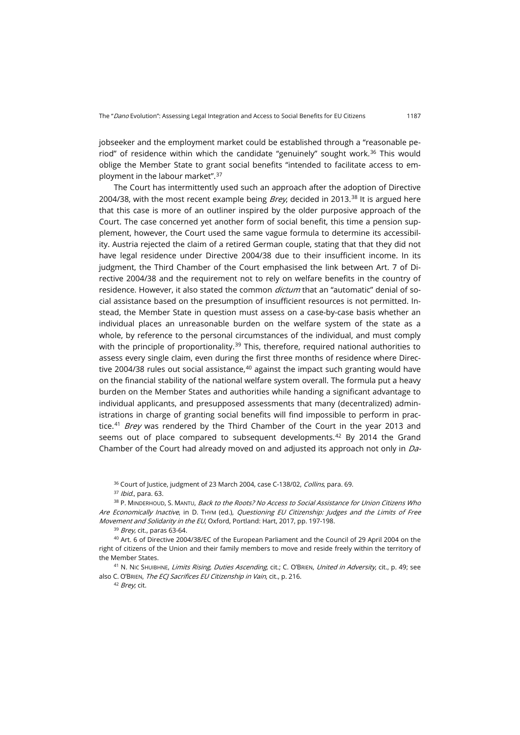jobseeker and the employment market could be established through a "reasonable period" of residence within which the candidate "genuinely" sought work.[36] This would oblige the Member State to grant social benefits "intended to facilitate access to employment in the labour market".[37]

The Court has intermittently used such an approach after the adoption of Directive 2004/38, with the most recent example being *Brey*, decided in 2013.[38] It is argued here that this case is more of an outliner inspired by the older purposive approach of the Court. The case concerned yet another form of social benefit, this time a pension supplement, however, the Court used the same vague formula to determine its accessibility. Austria rejected the claim of a retired German couple, stating that that they did not have legal residence under Directive 2004/38 due to their insufficient income. In its judgment, the Third Chamber of the Court emphasised the link between Art. 7 of Directive 2004/38 and the requirement not to rely on welfare benefits in the country of residence. However, it also stated the common *dictum* that an "automatic" denial of social assistance based on the presumption of insufficient resources is not permitted. Instead, the Member State in question must assess on a case-by-case basis whether an individual places an unreasonable burden on the welfare system of the state as a whole, by reference to the personal circumstances of the individual, and must comply with the principle of proportionality.[39] This, therefore, required national authorities to assess every single claim, even during the first three months of residence where Directive 2004/38 rules out social assistance,[40] against the impact such granting would have on the financial stability of the national welfare system overall. The formula put a heavy burden on the Member States and authorities while handing a significant advantage to individual applicants, and presupposed assessments that many (decentralized) administrations in charge of granting social benefits will find impossible to perform in practice.[41] *Brey* was rendered by the Third Chamber of the Court in the year 2013 and seems out of place compared to subsequent developments.[42] By 2014 the Grand Chamber of the Court had already moved on and adjusted its approach not only in *Da-*

[36] Court of Justice, judgment of 23 March 2004, case C-138/02, *Collins*, para. 69.

[37] *Ibid.*, para. 63.

[38] P. MINDERHOUD, S. MANTU, *Back to the Roots? No Access to Social Assistance for Union Citizens Who Are Economically Inactive*, in D. THYM (ed.), *Questioning EU Citizenship: Judges and the Limits of Free Movement and Solidarity in the EU*, Oxford, Portland: Hart, 2017, pp. 197-198.

[39] *Brey*, cit., paras 63-64.

[40] Art. 6 of Directive 2004/38/EC of the European Parliament and the Council of 29 April 2004 on the right of citizens of the Union and their family members to move and reside freely within the territory of the Member States.

[41] N. NIC SHUIBHNE, *Limits Rising, Duties Ascending*, cit.; C. O'BRIEN, *United in Adversity*, cit., p. 49; see also C. O'BRIEN, *The ECJ Sacrifices EU Citizenship in Vain*, cit., p. 216.

[42] *Brey*, cit.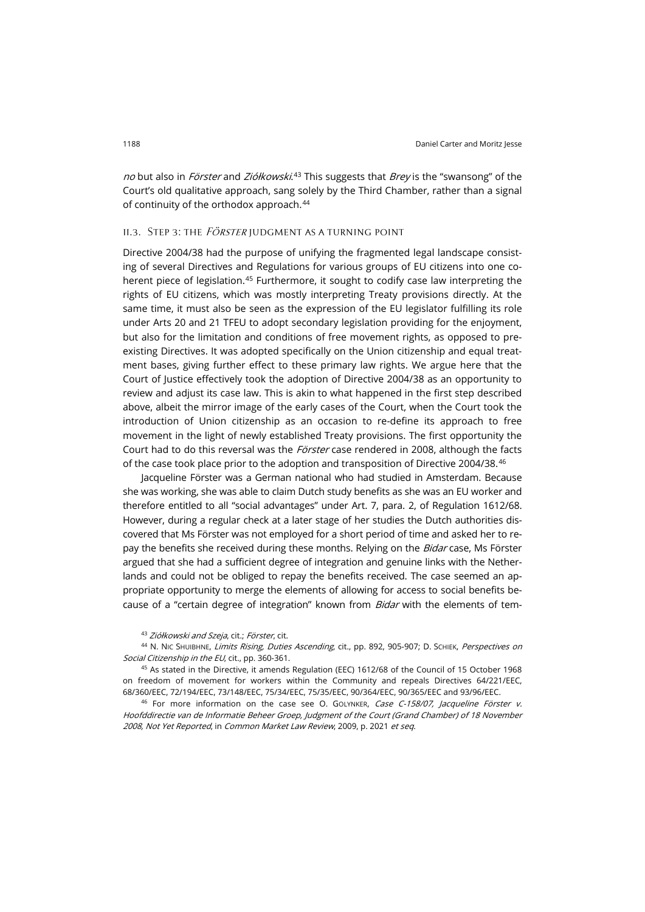*no* but also in *Förster* and *Ziółkowski*.[43] This suggests that *Brey* is the "swansong" of the Court's old qualitative approach, sang solely by the Third Chamber, rather than a signal of continuity of the orthodox approach.[44]

### II.3. Step 3: the *Förster* judgment as a turning point

Directive 2004/38 had the purpose of unifying the fragmented legal landscape consisting of several Directives and Regulations for various groups of EU citizens into one coherent piece of legislation.[45] Furthermore, it sought to codify case law interpreting the rights of EU citizens, which was mostly interpreting Treaty provisions directly. At the same time, it must also be seen as the expression of the EU legislator fulfilling its role under Arts 20 and 21 TFEU to adopt secondary legislation providing for the enjoyment, but also for the limitation and conditions of free movement rights, as opposed to pre-existing Directives. It was adopted specifically on the Union citizenship and equal treatment bases, giving further effect to these primary law rights. We argue here that the Court of Justice effectively took the adoption of Directive 2004/38 as an opportunity to review and adjust its case law. This is akin to what happened in the first step described above, albeit the mirror image of the early cases of the Court, when the Court took the introduction of Union citizenship as an occasion to re-define its approach to free movement in the light of newly established Treaty provisions. The first opportunity the Court had to do this reversal was the *Förster* case rendered in 2008, although the facts of the case took place prior to the adoption and transposition of Directive 2004/38.[46]

Jacqueline Förster was a German national who had studied in Amsterdam. Because she was working, she was able to claim Dutch study benefits as she was an EU worker and therefore entitled to all "social advantages" under Art. 7, para. 2, of Regulation 1612/68. However, during a regular check at a later stage of her studies the Dutch authorities discovered that Ms Förster was not employed for a short period of time and asked her to repay the benefits she received during these months. Relying on the *Bidar* case, Ms Förster argued that she had a sufficient degree of integration and genuine links with the Netherlands and could not be obliged to repay the benefits received. The case seemed an appropriate opportunity to merge the elements of allowing for access to social benefits because of a "certain degree of integration" known from *Bidar* with the elements of tem-

[43] *Ziółkowski and Szeja*, cit.; *Förster*, cit.

[44] N. Nic Shuibhne, *Limits Rising, Duties Ascending*, cit., pp. 892, 905-907; D. Schiek, *Perspectives on Social Citizenship in the EU*, cit., pp. 360-361.

[45] As stated in the Directive, it amends Regulation (EEC) 1612/68 of the Council of 15 October 1968 on freedom of movement for workers within the Community and repeals Directives 64/221/EEC, 68/360/EEC, 72/194/EEC, 73/148/EEC, 75/34/EEC, 75/35/EEC, 90/364/EEC, 90/365/EEC and 93/96/EEC.

[46] For more information on the case see O. Golynker, *Case C-158/07, Jacqueline Förster v. Hoofddirectie van de Informatie Beheer Groep, Judgment of the Court (Grand Chamber) of 18 November 2008, Not Yet Reported*, in *Common Market Law Review*, 2009, p. 2021 *et seq*.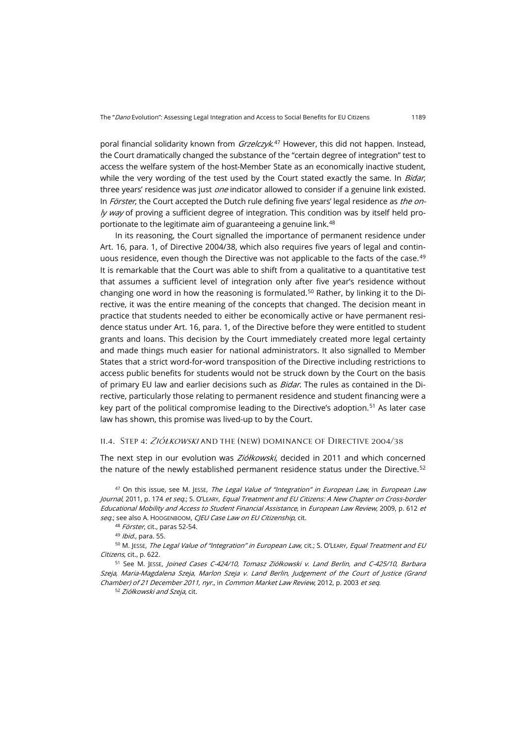poral financial solidarity known from *Grzelczyk*.[47] However, this did not happen. Instead, the Court dramatically changed the substance of the "certain degree of integration" test to access the welfare system of the host-Member State as an economically inactive student, while the very wording of the test used by the Court stated exactly the same. In *Bidar*, three years' residence was just *one* indicator allowed to consider if a genuine link existed. In *Förster*, the Court accepted the Dutch rule defining five years' legal residence as *the only way* of proving a sufficient degree of integration. This condition was by itself held proportionate to the legitimate aim of guaranteeing a genuine link.[48]

In its reasoning, the Court signalled the importance of permanent residence under Art. 16, para. 1, of Directive 2004/38, which also requires five years of legal and continuous residence, even though the Directive was not applicable to the facts of the case.[49] It is remarkable that the Court was able to shift from a qualitative to a quantitative test that assumes a sufficient level of integration only after five year's residence without changing one word in how the reasoning is formulated.[50] Rather, by linking it to the Directive, it was the entire meaning of the concepts that changed. The decision meant in practice that students needed to either be economically active or have permanent residence status under Art. 16, para. 1, of the Directive before they were entitled to student grants and loans. This decision by the Court immediately created more legal certainty and made things much easier for national administrators. It also signalled to Member States that a strict word-for-word transposition of the Directive including restrictions to access public benefits for students would not be struck down by the Court on the basis of primary EU law and earlier decisions such as *Bidar*. The rules as contained in the Directive, particularly those relating to permanent residence and student financing were a key part of the political compromise leading to the Directive's adoption.[51] As later case law has shown, this promise was lived-up to by the Court.

### II.4. Step 4: *Ziółkowski* and the (new) dominance of Directive 2004/38

The next step in our evolution was *Ziółkowski*, decided in 2011 and which concerned the nature of the newly established permanent residence status under the Directive.[52]

[47] On this issue, see M. Jesse, *The Legal Value of "Integration" in European Law*, in *European Law Journal*, 2011, p. 174 *et seq*.; S. O'Leary, *Equal Treatment and EU Citizens: A New Chapter on Cross-border Educational Mobility and Access to Student Financial Assistance*, in *European Law Review*, 2009, p. 612 *et seq*.; see also A. Hoogenboom, *CJEU Case Law on EU Citizenship*, cit.

[48] *Förster*, cit., paras 52-54.

[49] *Ibid*., para. 55.

[50] M. Jesse, *The Legal Value of "Integration" in European Law*, cit.; S. O'Leary, *Equal Treatment and EU Citizens*, cit., p. 622.

[51] See M. Jesse, *Joined Cases C-424/10, Tomasz Ziółkowski v. Land Berlin, and C-425/10, Barbara Szeja, Maria-Magdalena Szeja, Marlon Szeja v. Land Berlin, Judgement of the Court of Justice (Grand Chamber) of 21 December 2011, nyr*., in *Common Market Law Review*, 2012, p. 2003 *et seq*.

[52] *Ziółkowski and Szeja*, cit.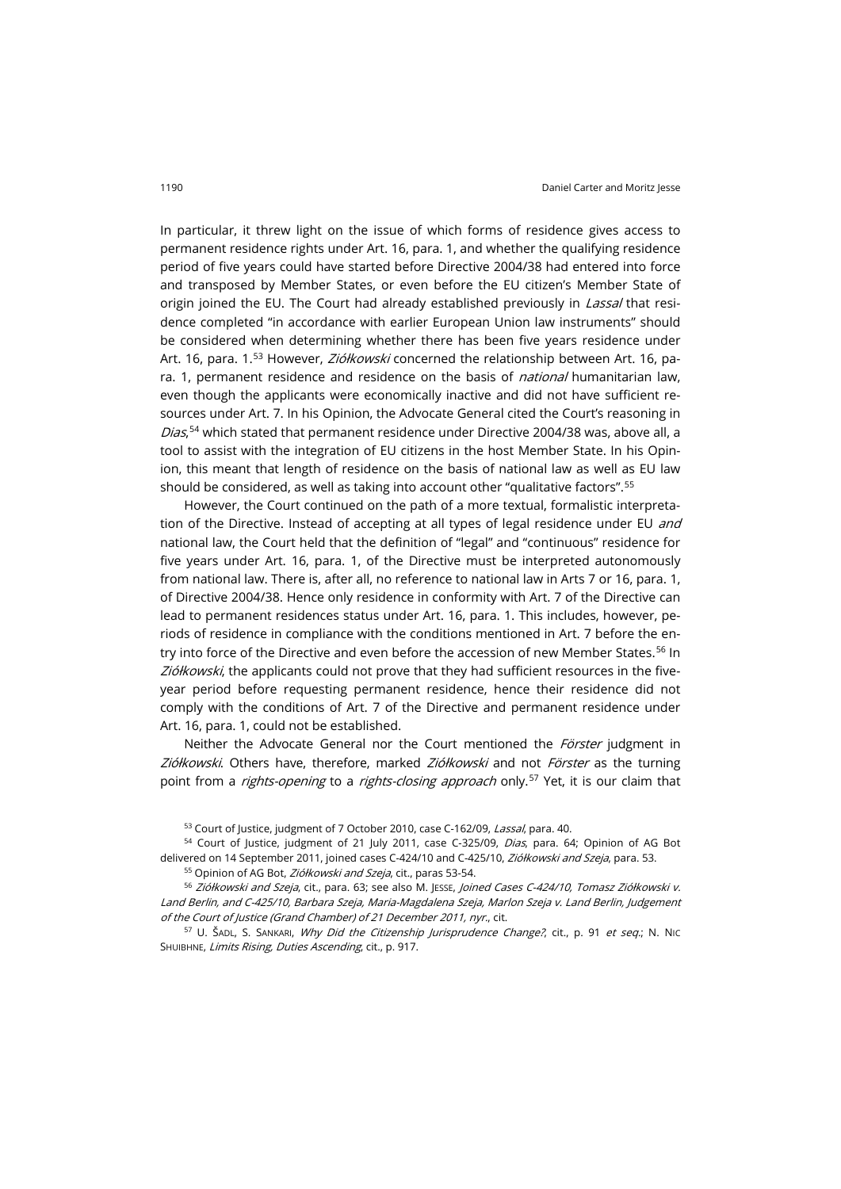In particular, it threw light on the issue of which forms of residence gives access to permanent residence rights under Art. 16, para. 1, and whether the qualifying residence period of five years could have started before Directive 2004/38 had entered into force and transposed by Member States, or even before the EU citizen's Member State of origin joined the EU. The Court had already established previously in *Lassal* that residence completed "in accordance with earlier European Union law instruments" should be considered when determining whether there has been five years residence under Art. 16, para. 1.[53] However, *Ziółkowski* concerned the relationship between Art. 16, para. 1, permanent residence and residence on the basis of *national* humanitarian law, even though the applicants were economically inactive and did not have sufficient resources under Art. 7. In his Opinion, the Advocate General cited the Court's reasoning in *Dias*,[54] which stated that permanent residence under Directive 2004/38 was, above all, a tool to assist with the integration of EU citizens in the host Member State. In his Opinion, this meant that length of residence on the basis of national law as well as EU law should be considered, as well as taking into account other "qualitative factors".[55]

However, the Court continued on the path of a more textual, formalistic interpretation of the Directive. Instead of accepting at all types of legal residence under EU *and* national law, the Court held that the definition of "legal" and "continuous" residence for five years under Art. 16, para. 1, of the Directive must be interpreted autonomously from national law. There is, after all, no reference to national law in Arts 7 or 16, para. 1, of Directive 2004/38. Hence only residence in conformity with Art. 7 of the Directive can lead to permanent residences status under Art. 16, para. 1. This includes, however, periods of residence in compliance with the conditions mentioned in Art. 7 before the entry into force of the Directive and even before the accession of new Member States.[56] In *Ziółkowski*, the applicants could not prove that they had sufficient resources in the five-year period before requesting permanent residence, hence their residence did not comply with the conditions of Art. 7 of the Directive and permanent residence under Art. 16, para. 1, could not be established.

Neither the Advocate General nor the Court mentioned the *Förster* judgment in *Ziółkowski*. Others have, therefore, marked *Ziółkowski* and not *Förster* as the turning point from a *rights-opening* to a *rights-closing approach* only.[57] Yet, it is our claim that

[53] Court of Justice, judgment of 7 October 2010, case C-162/09, *Lassal*, para. 40.

[54] Court of Justice, judgment of 21 July 2011, case C-325/09, *Dias*, para. 64; Opinion of AG Bot delivered on 14 September 2011, joined cases C-424/10 and C-425/10, *Ziółkowski and Szeja*, para. 53.

[55] Opinion of AG Bot, *Ziółkowski and Szeja*, cit., paras 53-54.

[56] *Ziółkowski and Szeja*, cit., para. 63; see also M. JESSE, *Joined Cases C-424/10, Tomasz Ziółkowski v. Land Berlin, and C-425/10, Barbara Szeja, Maria-Magdalena Szeja, Marlon Szeja v. Land Berlin, Judgement of the Court of Justice (Grand Chamber) of 21 December 2011, nyr.*, cit.

[57] U. ŠADL, S. SANKARI, *Why Did the Citizenship Jurisprudence Change?*, cit., p. 91 *et seq.*; N. NIC SHUIBHNE, *Limits Rising, Duties Ascending*, cit., p. 917.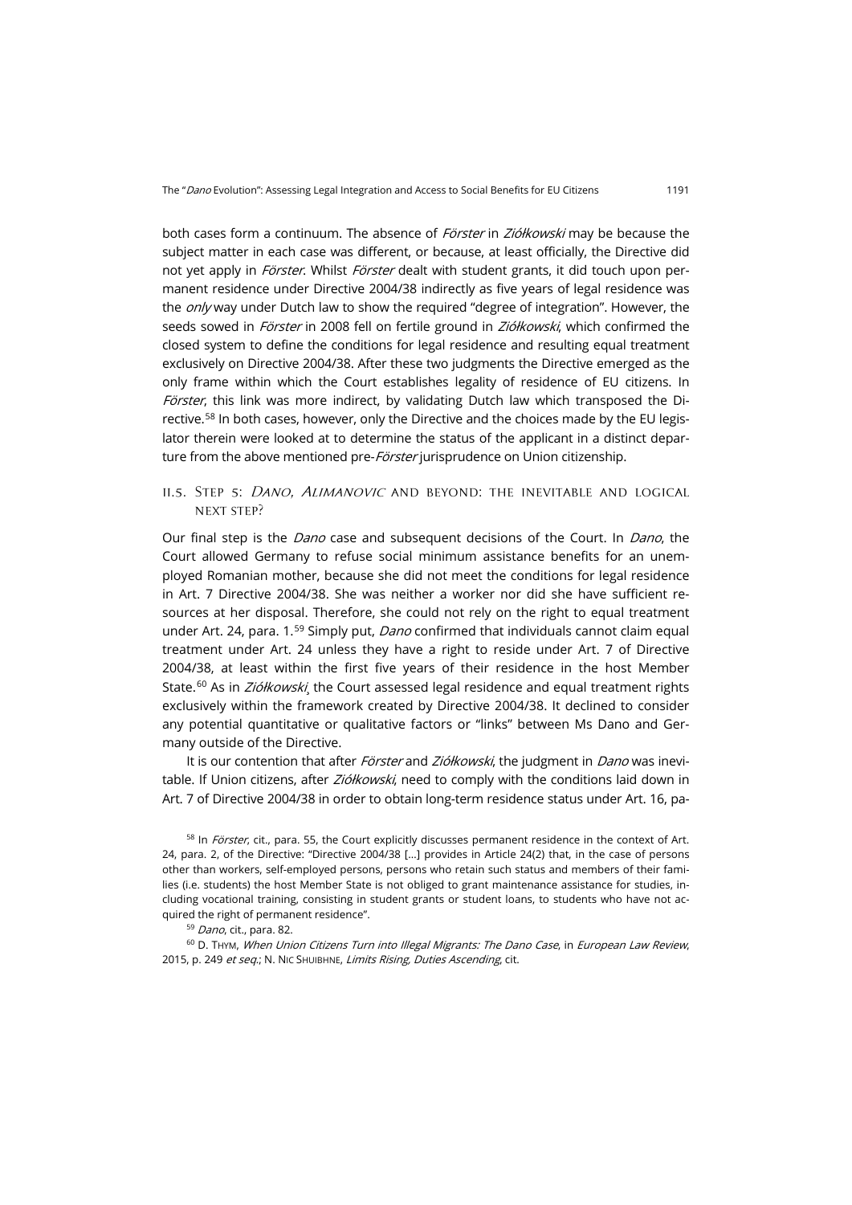both cases form a continuum. The absence of *Förster* in *Ziółkowski* may be because the subject matter in each case was different, or because, at least officially, the Directive did not yet apply in *Förster*. Whilst *Förster* dealt with student grants, it did touch upon permanent residence under Directive 2004/38 indirectly as five years of legal residence was the *only* way under Dutch law to show the required "degree of integration". However, the seeds sowed in *Förster* in 2008 fell on fertile ground in *Ziółkowski*, which confirmed the closed system to define the conditions for legal residence and resulting equal treatment exclusively on Directive 2004/38. After these two judgments the Directive emerged as the only frame within which the Court establishes legality of residence of EU citizens. In *Förster*, this link was more indirect, by validating Dutch law which transposed the Directive.[58] In both cases, however, only the Directive and the choices made by the EU legislator therein were looked at to determine the status of the applicant in a distinct departure from the above mentioned pre-*Förster* jurisprudence on Union citizenship.

### II.5. Step 5: *Dano*, *Alimanovic* and beyond: the inevitable and logical next step?

Our final step is the *Dano* case and subsequent decisions of the Court. In *Dano*, the Court allowed Germany to refuse social minimum assistance benefits for an unemployed Romanian mother, because she did not meet the conditions for legal residence in Art. 7 Directive 2004/38. She was neither a worker nor did she have sufficient resources at her disposal. Therefore, she could not rely on the right to equal treatment under Art. 24, para. 1.[59] Simply put, *Dano* confirmed that individuals cannot claim equal treatment under Art. 24 unless they have a right to reside under Art. 7 of Directive 2004/38, at least within the first five years of their residence in the host Member State.[60] As in *Ziółkowski*, the Court assessed legal residence and equal treatment rights exclusively within the framework created by Directive 2004/38. It declined to consider any potential quantitative or qualitative factors or "links" between Ms Dano and Germany outside of the Directive.

It is our contention that after *Förster* and *Ziółkowski*, the judgment in *Dano* was inevitable. If Union citizens, after *Ziółkowski*, need to comply with the conditions laid down in Art. 7 of Directive 2004/38 in order to obtain long-term residence status under Art. 16, pa-

[58] In *Förster*, cit., para. 55, the Court explicitly discusses permanent residence in the context of Art. 24, para. 2, of the Directive: "Directive 2004/38 […] provides in Article 24(2) that, in the case of persons other than workers, self-employed persons, persons who retain such status and members of their families (i.e. students) the host Member State is not obliged to grant maintenance assistance for studies, including vocational training, consisting in student grants or student loans, to students who have not acquired the right of permanent residence".

[59] *Dano*, cit., para. 82.

[60] D. Thym, *When Union Citizens Turn into Illegal Migrants: The Dano Case*, in *European Law Review*, 2015, p. 249 *et seq.*; N. Nic Shuibhne, *Limits Rising, Duties Ascending*, cit.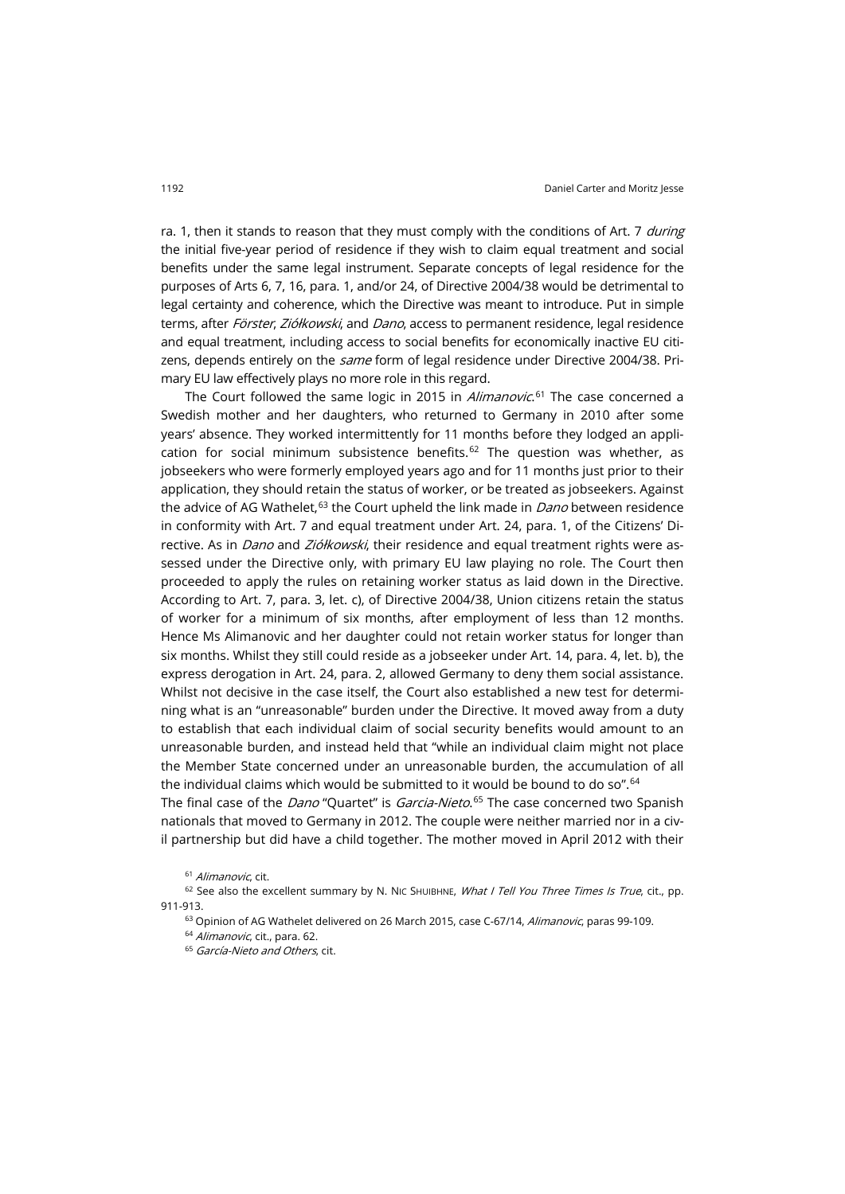ra. 1, then it stands to reason that they must comply with the conditions of Art. 7 *during* the initial five-year period of residence if they wish to claim equal treatment and social benefits under the same legal instrument. Separate concepts of legal residence for the purposes of Arts 6, 7, 16, para. 1, and/or 24, of Directive 2004/38 would be detrimental to legal certainty and coherence, which the Directive was meant to introduce. Put in simple terms, after *Förster*, *Ziółkowski*, and *Dano*, access to permanent residence, legal residence and equal treatment, including access to social benefits for economically inactive EU citizens, depends entirely on the *same* form of legal residence under Directive 2004/38. Primary EU law effectively plays no more role in this regard.

The Court followed the same logic in 2015 in *Alimanovic*.[61] The case concerned a Swedish mother and her daughters, who returned to Germany in 2010 after some years' absence. They worked intermittently for 11 months before they lodged an application for social minimum subsistence benefits.[62] The question was whether, as jobseekers who were formerly employed years ago and for 11 months just prior to their application, they should retain the status of worker, or be treated as jobseekers. Against the advice of AG Wathelet,[63] the Court upheld the link made in *Dano* between residence in conformity with Art. 7 and equal treatment under Art. 24, para. 1, of the Citizens' Directive. As in *Dano* and *Ziółkowski*, their residence and equal treatment rights were assessed under the Directive only, with primary EU law playing no role. The Court then proceeded to apply the rules on retaining worker status as laid down in the Directive. According to Art. 7, para. 3, let. c), of Directive 2004/38, Union citizens retain the status of worker for a minimum of six months, after employment of less than 12 months. Hence Ms Alimanovic and her daughter could not retain worker status for longer than six months. Whilst they still could reside as a jobseeker under Art. 14, para. 4, let. b), the express derogation in Art. 24, para. 2, allowed Germany to deny them social assistance. Whilst not decisive in the case itself, the Court also established a new test for determining what is an "unreasonable" burden under the Directive. It moved away from a duty to establish that each individual claim of social security benefits would amount to an unreasonable burden, and instead held that "while an individual claim might not place the Member State concerned under an unreasonable burden, the accumulation of all the individual claims which would be submitted to it would be bound to do so".[64]

The final case of the *Dano* "Quartet" is *Garcia-Nieto*.[65] The case concerned two Spanish nationals that moved to Germany in 2012. The couple were neither married nor in a civil partnership but did have a child together. The mother moved in April 2012 with their

[61] *Alimanovic*, cit.

[62] See also the excellent summary by N. Nic Shuibhne, *What I Tell You Three Times Is True*, cit., pp. 911-913.

[63] Opinion of AG Wathelet delivered on 26 March 2015, case C-67/14, *Alimanovic*, paras 99-109.

[64] *Alimanovic*, cit., para. 62.

[65] *García-Nieto and Others*, cit.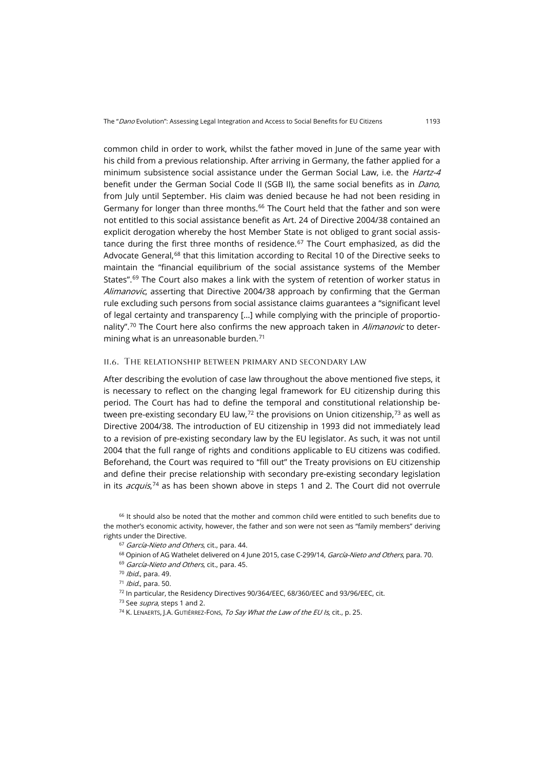common child in order to work, whilst the father moved in June of the same year with his child from a previous relationship. After arriving in Germany, the father applied for a minimum subsistence social assistance under the German Social Law, i.e. the *Hartz-4* benefit under the German Social Code II (SGB II), the same social benefits as in *Dano*, from July until September. His claim was denied because he had not been residing in Germany for longer than three months.[66] The Court held that the father and son were not entitled to this social assistance benefit as Art. 24 of Directive 2004/38 contained an explicit derogation whereby the host Member State is not obliged to grant social assistance during the first three months of residence.[67] The Court emphasized, as did the Advocate General,[68] that this limitation according to Recital 10 of the Directive seeks to maintain the "financial equilibrium of the social assistance systems of the Member States".[69] The Court also makes a link with the system of retention of worker status in *Alimanovic*, asserting that Directive 2004/38 approach by confirming that the German rule excluding such persons from social assistance claims guarantees a "significant level of legal certainty and transparency […] while complying with the principle of proportionality".[70] The Court here also confirms the new approach taken in *Alimanovic* to determining what is an unreasonable burden.[71]

### II.6. The relationship between primary and secondary law

After describing the evolution of case law throughout the above mentioned five steps, it is necessary to reflect on the changing legal framework for EU citizenship during this period. The Court has had to define the temporal and constitutional relationship between pre-existing secondary EU law,[72] the provisions on Union citizenship,[73] as well as Directive 2004/38. The introduction of EU citizenship in 1993 did not immediately lead to a revision of pre-existing secondary law by the EU legislator. As such, it was not until 2004 that the full range of rights and conditions applicable to EU citizens was codified. Beforehand, the Court was required to "fill out" the Treaty provisions on EU citizenship and define their precise relationship with secondary pre-existing secondary legislation in its *acquis*,[74] as has been shown above in steps 1 and 2. The Court did not overrule

[66] It should also be noted that the mother and common child were entitled to such benefits due to the mother's economic activity, however, the father and son were not seen as "family members" deriving rights under the Directive.

[67] *García-Nieto and Others*, cit., para. 44.

[68] Opinion of AG Wathelet delivered on 4 June 2015, case C-299/14, *García-Nieto and Others*, para. 70.

[69] *García-Nieto and Others*, cit., para. 45.

[70] *Ibid.*, para. 49.

[71] *Ibid.*, para. 50.

[72] In particular, the Residency Directives 90/364/EEC, 68/360/EEC and 93/96/EEC, cit.

[73] See *supra*, steps 1 and 2.

[74] K. Lenaerts, J.A. Gutiérrez-Fons, *To Say What the Law of the EU Is*, cit., p. 25.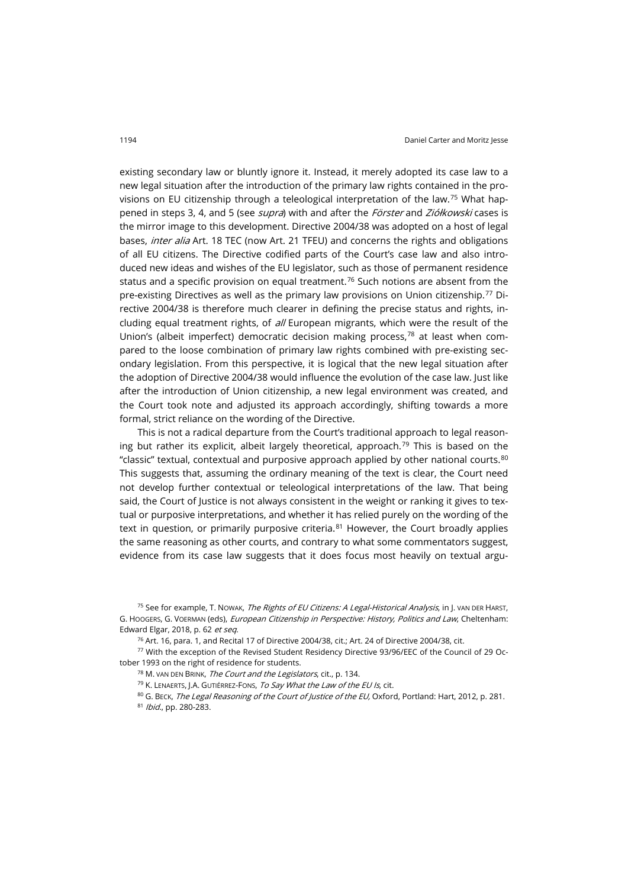existing secondary law or bluntly ignore it. Instead, it merely adopted its case law to a new legal situation after the introduction of the primary law rights contained in the provisions on EU citizenship through a teleological interpretation of the law.[75] What happened in steps 3, 4, and 5 (see *supra*) with and after the *Förster* and *Ziółkowski* cases is the mirror image to this development. Directive 2004/38 was adopted on a host of legal bases, *inter alia* Art. 18 TEC (now Art. 21 TFEU) and concerns the rights and obligations of all EU citizens. The Directive codified parts of the Court's case law and also introduced new ideas and wishes of the EU legislator, such as those of permanent residence status and a specific provision on equal treatment.[76] Such notions are absent from the pre-existing Directives as well as the primary law provisions on Union citizenship.[77] Directive 2004/38 is therefore much clearer in defining the precise status and rights, including equal treatment rights, of *all* European migrants, which were the result of the Union's (albeit imperfect) democratic decision making process,[78] at least when compared to the loose combination of primary law rights combined with pre-existing secondary legislation. From this perspective, it is logical that the new legal situation after the adoption of Directive 2004/38 would influence the evolution of the case law. Just like after the introduction of Union citizenship, a new legal environment was created, and the Court took note and adjusted its approach accordingly, shifting towards a more formal, strict reliance on the wording of the Directive.

This is not a radical departure from the Court's traditional approach to legal reasoning but rather its explicit, albeit largely theoretical, approach.[79] This is based on the "classic" textual, contextual and purposive approach applied by other national courts.[80] This suggests that, assuming the ordinary meaning of the text is clear, the Court need not develop further contextual or teleological interpretations of the law. That being said, the Court of Justice is not always consistent in the weight or ranking it gives to textual or purposive interpretations, and whether it has relied purely on the wording of the text in question, or primarily purposive criteria.[81] However, the Court broadly applies the same reasoning as other courts, and contrary to what some commentators suggest, evidence from its case law suggests that it does focus most heavily on textual argu-

[75] See for example, T. Nowak, *The Rights of EU Citizens: A Legal-Historical Analysis*, in J. van der Harst, G. Hoogers, G. Voerman (eds), *European Citizenship in Perspective: History, Politics and Law*, Cheltenham: Edward Elgar, 2018, p. 62 *et seq*.

[76] Art. 16, para. 1, and Recital 17 of Directive 2004/38, cit.; Art. 24 of Directive 2004/38, cit.

[77] With the exception of the Revised Student Residency Directive 93/96/EEC of the Council of 29 October 1993 on the right of residence for students.

[78] M. van den Brink, *The Court and the Legislators*, cit., p. 134.

[79] K. Lenaerts, J.A. Gutiérrez-Fons, *To Say What the Law of the EU Is*, cit.

[80] G. Beck, *The Legal Reasoning of the Court of Justice of the EU*, Oxford, Portland: Hart, 2012, p. 281.

[81] *Ibid.*, pp. 280-283.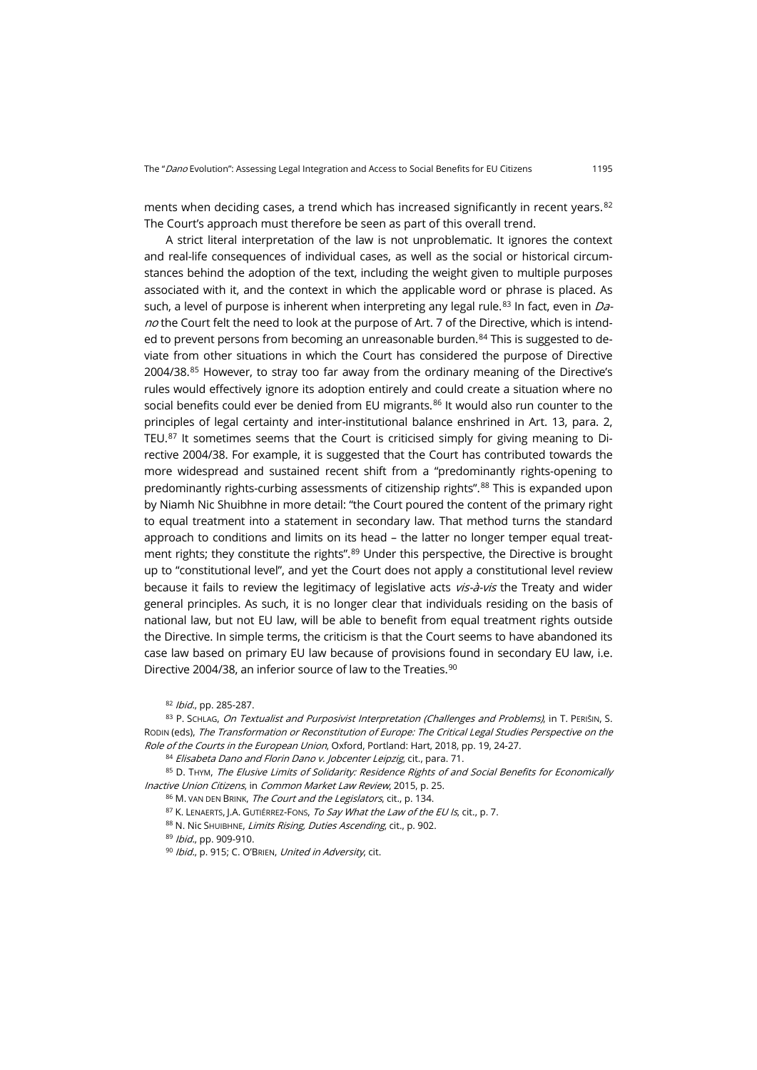ments when deciding cases, a trend which has increased significantly in recent years.[82] The Court's approach must therefore be seen as part of this overall trend.

A strict literal interpretation of the law is not unproblematic. It ignores the context and real-life consequences of individual cases, as well as the social or historical circumstances behind the adoption of the text, including the weight given to multiple purposes associated with it, and the context in which the applicable word or phrase is placed. As such, a level of purpose is inherent when interpreting any legal rule.[83] In fact, even in *Dano* the Court felt the need to look at the purpose of Art. 7 of the Directive, which is intended to prevent persons from becoming an unreasonable burden.[84] This is suggested to deviate from other situations in which the Court has considered the purpose of Directive 2004/38.[85] However, to stray too far away from the ordinary meaning of the Directive's rules would effectively ignore its adoption entirely and could create a situation where no social benefits could ever be denied from EU migrants.[86] It would also run counter to the principles of legal certainty and inter-institutional balance enshrined in Art. 13, para. 2, TEU.[87] It sometimes seems that the Court is criticised simply for giving meaning to Directive 2004/38. For example, it is suggested that the Court has contributed towards the more widespread and sustained recent shift from a "predominantly rights-opening to predominantly rights-curbing assessments of citizenship rights".[88] This is expanded upon by Niamh Nic Shuibhne in more detail: "the Court poured the content of the primary right to equal treatment into a statement in secondary law. That method turns the standard approach to conditions and limits on its head – the latter no longer temper equal treatment rights; they constitute the rights".[89] Under this perspective, the Directive is brought up to "constitutional level", and yet the Court does not apply a constitutional level review because it fails to review the legitimacy of legislative acts *vis-à-vis* the Treaty and wider general principles. As such, it is no longer clear that individuals residing on the basis of national law, but not EU law, will be able to benefit from equal treatment rights outside the Directive. In simple terms, the criticism is that the Court seems to have abandoned its case law based on primary EU law because of provisions found in secondary EU law, i.e. Directive 2004/38, an inferior source of law to the Treaties.[90]

[82] *Ibid.*, pp. 285-287.

[83] P. Schlag, *On Textualist and Purposivist Interpretation (Challenges and Problems)*, in T. Perišin, S. Rodin (eds), *The Transformation or Reconstitution of Europe: The Critical Legal Studies Perspective on the Role of the Courts in the European Union*, Oxford, Portland: Hart, 2018, pp. 19, 24-27.

[84] *Elisabeta Dano and Florin Dano v. Jobcenter Leipzig*, cit., para. 71.

[85] D. Thym, *The Elusive Limits of Solidarity: Residence Rights of and Social Benefits for Economically Inactive Union Citizens*, in *Common Market Law Review*, 2015, p. 25.

[86] M. van den Brink, *The Court and the Legislators*, cit., p. 134.

[87] K. Lenaerts, J.A. Gutiérrez-Fons, *To Say What the Law of the EU Is*, cit., p. 7.

[88] N. Nic Shuibhne, *Limits Rising, Duties Ascending*, cit., p. 902.

[89] *Ibid.*, pp. 909-910.

[90] *Ibid.*, p. 915; C. O'Brien, *United in Adversity*, cit.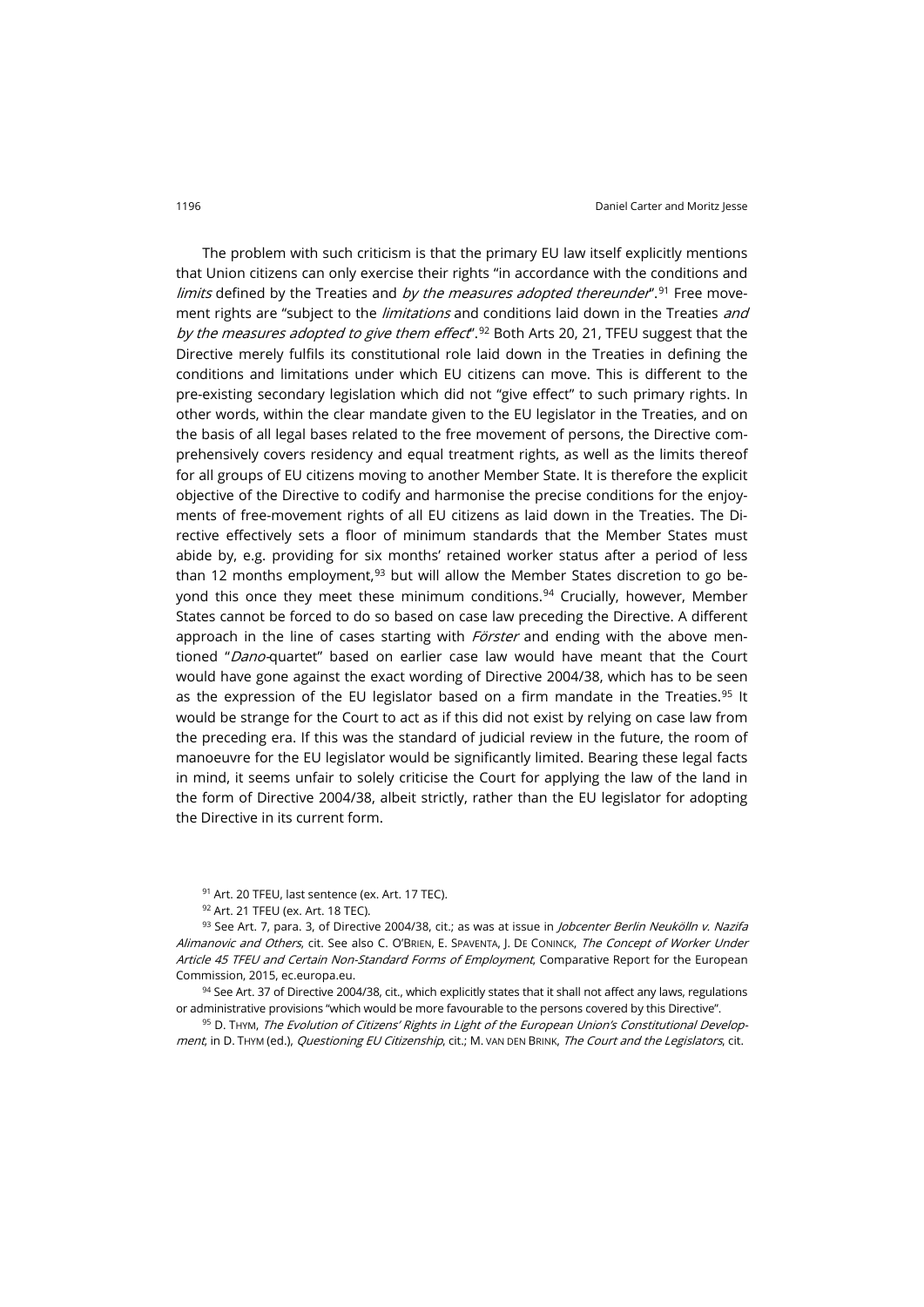The problem with such criticism is that the primary EU law itself explicitly mentions that Union citizens can only exercise their rights "in accordance with the conditions and *limits* defined by the Treaties and *by the measures adopted thereunder*".[91] Free movement rights are "subject to the *limitations* and conditions laid down in the Treaties *and by the measures adopted to give them effect*".[92] Both Arts 20, 21, TFEU suggest that the Directive merely fulfils its constitutional role laid down in the Treaties in defining the conditions and limitations under which EU citizens can move. This is different to the pre-existing secondary legislation which did not "give effect" to such primary rights. In other words, within the clear mandate given to the EU legislator in the Treaties, and on the basis of all legal bases related to the free movement of persons, the Directive comprehensively covers residency and equal treatment rights, as well as the limits thereof for all groups of EU citizens moving to another Member State. It is therefore the explicit objective of the Directive to codify and harmonise the precise conditions for the enjoyments of free-movement rights of all EU citizens as laid down in the Treaties. The Directive effectively sets a floor of minimum standards that the Member States must abide by, e.g. providing for six months' retained worker status after a period of less than 12 months employment,[93] but will allow the Member States discretion to go beyond this once they meet these minimum conditions.[94] Crucially, however, Member States cannot be forced to do so based on case law preceding the Directive. A different approach in the line of cases starting with *Förster* and ending with the above mentioned "*Dano*-quartet" based on earlier case law would have meant that the Court would have gone against the exact wording of Directive 2004/38, which has to be seen as the expression of the EU legislator based on a firm mandate in the Treaties.[95] It would be strange for the Court to act as if this did not exist by relying on case law from the preceding era. If this was the standard of judicial review in the future, the room of manoeuvre for the EU legislator would be significantly limited. Bearing these legal facts in mind, it seems unfair to solely criticise the Court for applying the law of the land in the form of Directive 2004/38, albeit strictly, rather than the EU legislator for adopting the Directive in its current form.

[91] Art. 20 TFEU, last sentence (ex. Art. 17 TEC).

[92] Art. 21 TFEU (ex. Art. 18 TEC).

[93] See Art. 7, para. 3, of Directive 2004/38, cit.; as was at issue in *Jobcenter Berlin Neukölln v. Nazifa Alimanovic and Others*, cit. See also C. O'Brien, E. Spaventa, J. De Coninck, *The Concept of Worker Under Article 45 TFEU and Certain Non-Standard Forms of Employment*, Comparative Report for the European Commission, 2015, ec.europa.eu.

[94] See Art. 37 of Directive 2004/38, cit., which explicitly states that it shall not affect any laws, regulations or administrative provisions "which would be more favourable to the persons covered by this Directive".

[95] D. Thym, *The Evolution of Citizens' Rights in Light of the European Union's Constitutional Development*, in D. Thym (ed.), *Questioning EU Citizenship*, cit.; M. van den Brink, *The Court and the Legislators*, cit.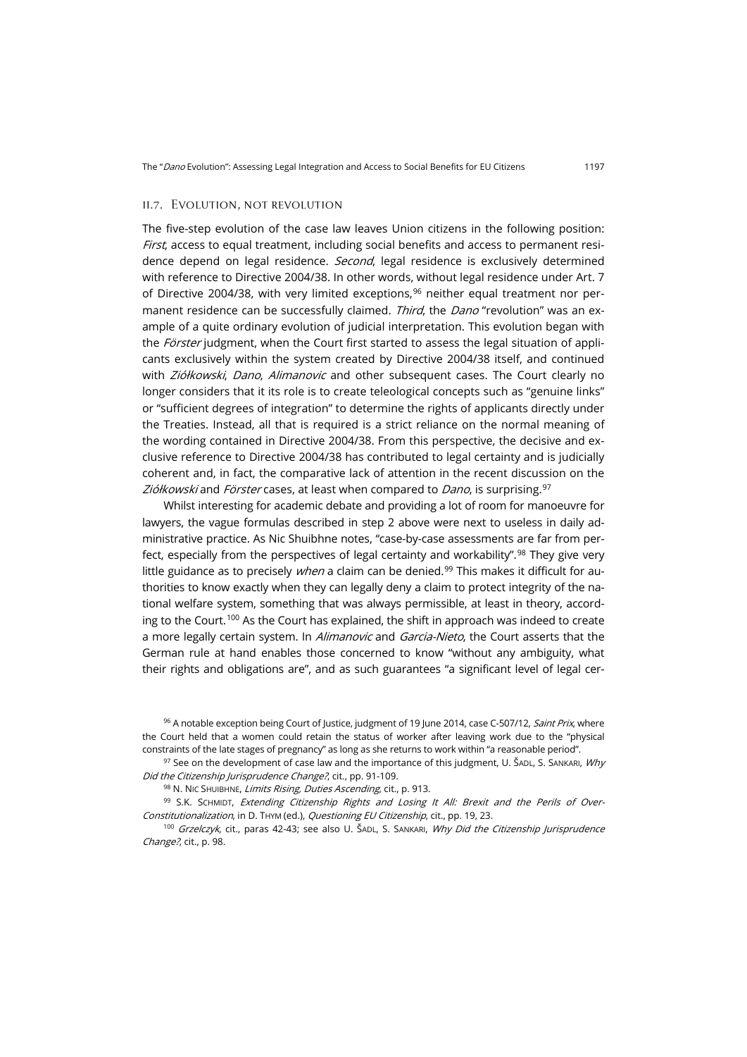### II.7. Evolution, not revolution

The five-step evolution of the case law leaves Union citizens in the following position: *First*, access to equal treatment, including social benefits and access to permanent residence depend on legal residence. *Second*, legal residence is exclusively determined with reference to Directive 2004/38. In other words, without legal residence under Art. 7 of Directive 2004/38, with very limited exceptions,[96] neither equal treatment nor permanent residence can be successfully claimed. *Third*, the *Dano* "revolution" was an example of a quite ordinary evolution of judicial interpretation. This evolution began with the *Förster* judgment, when the Court first started to assess the legal situation of applicants exclusively within the system created by Directive 2004/38 itself, and continued with *Ziółkowski*, *Dano*, *Alimanovic* and other subsequent cases. The Court clearly no longer considers that it its role is to create teleological concepts such as "genuine links" or "sufficient degrees of integration" to determine the rights of applicants directly under the Treaties. Instead, all that is required is a strict reliance on the normal meaning of the wording contained in Directive 2004/38. From this perspective, the decisive and exclusive reference to Directive 2004/38 has contributed to legal certainty and is judicially coherent and, in fact, the comparative lack of attention in the recent discussion on the *Ziółkowski* and *Förster* cases, at least when compared to *Dano*, is surprising.[97]

Whilst interesting for academic debate and providing a lot of room for manoeuvre for lawyers, the vague formulas described in step 2 above were next to useless in daily administrative practice. As Nic Shuibhne notes, "case-by-case assessments are far from perfect, especially from the perspectives of legal certainty and workability".[98] They give very little guidance as to precisely *when* a claim can be denied.[99] This makes it difficult for authorities to know exactly when they can legally deny a claim to protect integrity of the national welfare system, something that was always permissible, at least in theory, according to the Court.[100] As the Court has explained, the shift in approach was indeed to create a more legally certain system. In *Alimanovic* and *Garcia-Nieto*, the Court asserts that the German rule at hand enables those concerned to know "without any ambiguity, what their rights and obligations are", and as such guarantees "a significant level of legal cer-

[96] A notable exception being Court of Justice, judgment of 19 June 2014, case C-507/12, *Saint Prix*, where the Court held that a women could retain the status of worker after leaving work due to the "physical constraints of the late stages of pregnancy" as long as she returns to work within "a reasonable period".

[97] See on the development of case law and the importance of this judgment, U. Šadl, S. Sankari, *Why Did the Citizenship Jurisprudence Change?*, cit., pp. 91-109.

[98] N. Nic Shuibhne, *Limits Rising, Duties Ascending*, cit., p. 913.

[99] S.K. Schmidt, *Extending Citizenship Rights and Losing It All: Brexit and the Perils of Over-Constitutionalization*, in D. Thym (ed.), *Questioning EU Citizenship*, cit., pp. 19, 23.

[100] *Grzelczyk*, cit., paras 42-43; see also U. Šadl, S. Sankari, *Why Did the Citizenship Jurisprudence Change?*, cit., p. 98.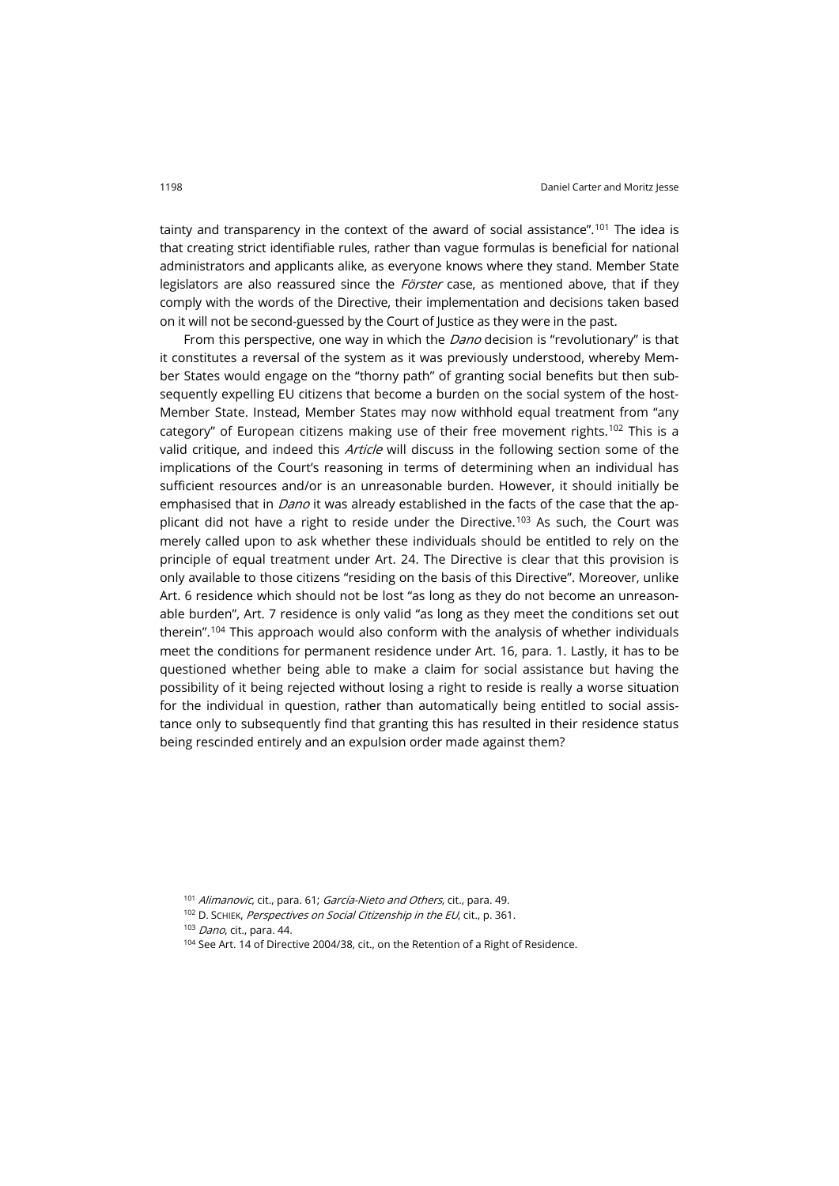tainty and transparency in the context of the award of social assistance".[101] The idea is that creating strict identifiable rules, rather than vague formulas is beneficial for national administrators and applicants alike, as everyone knows where they stand. Member State legislators are also reassured since the *Förster* case, as mentioned above, that if they comply with the words of the Directive, their implementation and decisions taken based on it will not be second-guessed by the Court of Justice as they were in the past.

From this perspective, one way in which the *Dano* decision is "revolutionary" is that it constitutes a reversal of the system as it was previously understood, whereby Member States would engage on the "thorny path" of granting social benefits but then subsequently expelling EU citizens that become a burden on the social system of the host-Member State. Instead, Member States may now withhold equal treatment from "any category" of European citizens making use of their free movement rights.[102] This is a valid critique, and indeed this *Article* will discuss in the following section some of the implications of the Court's reasoning in terms of determining when an individual has sufficient resources and/or is an unreasonable burden. However, it should initially be emphasised that in *Dano* it was already established in the facts of the case that the applicant did not have a right to reside under the Directive.[103] As such, the Court was merely called upon to ask whether these individuals should be entitled to rely on the principle of equal treatment under Art. 24. The Directive is clear that this provision is only available to those citizens "residing on the basis of this Directive". Moreover, unlike Art. 6 residence which should not be lost "as long as they do not become an unreasonable burden", Art. 7 residence is only valid "as long as they meet the conditions set out therein".[104] This approach would also conform with the analysis of whether individuals meet the conditions for permanent residence under Art. 16, para. 1. Lastly, it has to be questioned whether being able to make a claim for social assistance but having the possibility of it being rejected without losing a right to reside is really a worse situation for the individual in question, rather than automatically being entitled to social assistance only to subsequently find that granting this has resulted in their residence status being rescinded entirely and an expulsion order made against them?

[101] *Alimanovic*, cit., para. 61; *García-Nieto and Others*, cit., para. 49.

[102] D. Schiek, *Perspectives on Social Citizenship in the EU*, cit., p. 361.

[103] *Dano*, cit., para. 44.

[104] See Art. 14 of Directive 2004/38, cit., on the Retention of a Right of Residence.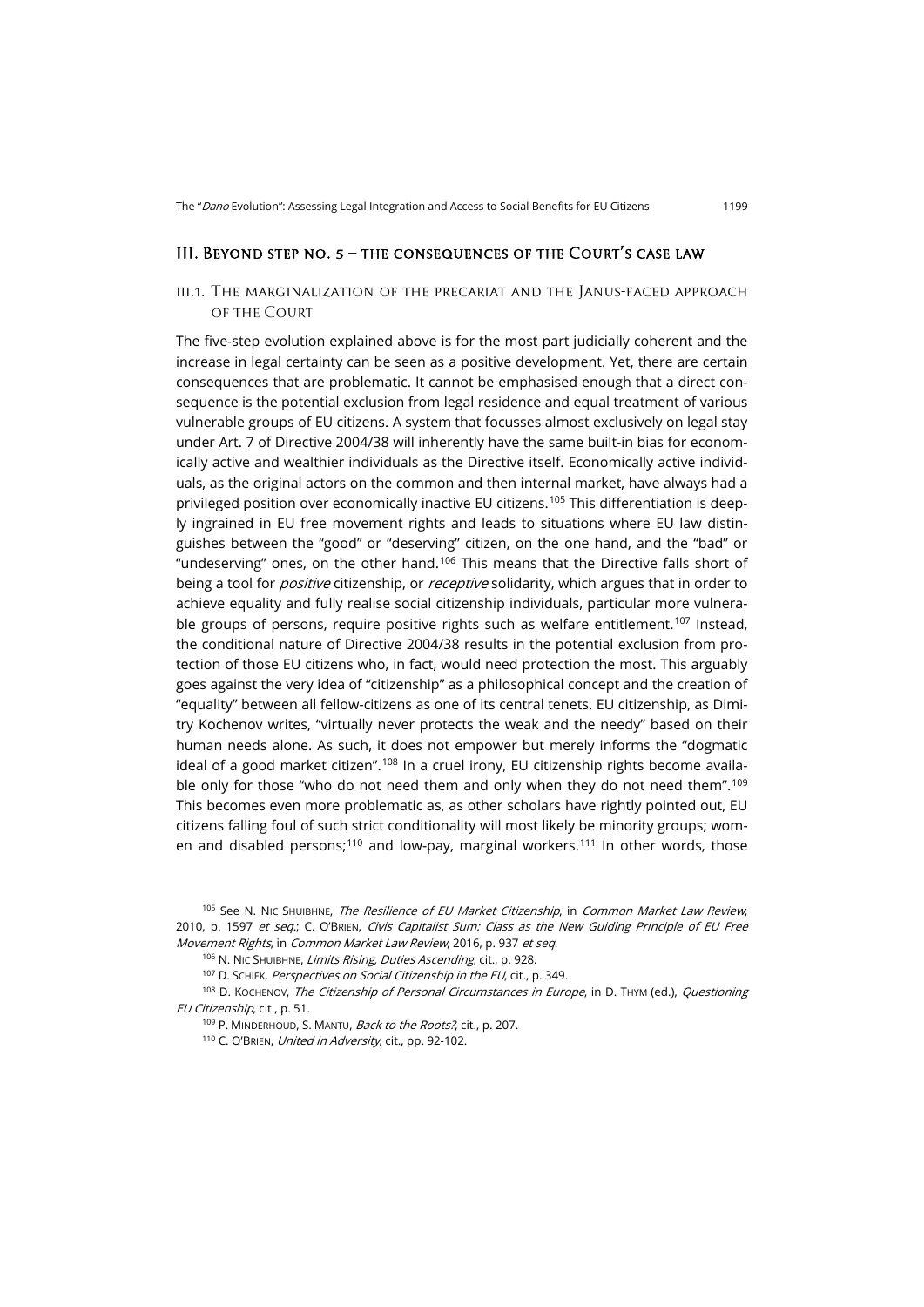## III. Beyond step no. 5 – the consequences of the Court's case law

### III.1. The marginalization of the precariat and the Janus-faced approach of the Court

The five-step evolution explained above is for the most part judicially coherent and the increase in legal certainty can be seen as a positive development. Yet, there are certain consequences that are problematic. It cannot be emphasised enough that a direct consequence is the potential exclusion from legal residence and equal treatment of various vulnerable groups of EU citizens. A system that focusses almost exclusively on legal stay under Art. 7 of Directive 2004/38 will inherently have the same built-in bias for economically active and wealthier individuals as the Directive itself. Economically active individuals, as the original actors on the common and then internal market, have always had a privileged position over economically inactive EU citizens.[105] This differentiation is deeply ingrained in EU free movement rights and leads to situations where EU law distinguishes between the "good" or "deserving" citizen, on the one hand, and the "bad" or "undeserving" ones, on the other hand.[106] This means that the Directive falls short of being a tool for *positive* citizenship, or *receptive* solidarity, which argues that in order to achieve equality and fully realise social citizenship individuals, particular more vulnerable groups of persons, require positive rights such as welfare entitlement.[107] Instead, the conditional nature of Directive 2004/38 results in the potential exclusion from protection of those EU citizens who, in fact, would need protection the most. This arguably goes against the very idea of "citizenship" as a philosophical concept and the creation of "equality" between all fellow-citizens as one of its central tenets. EU citizenship, as Dimitry Kochenov writes, "virtually never protects the weak and the needy" based on their human needs alone. As such, it does not empower but merely informs the "dogmatic ideal of a good market citizen".[108] In a cruel irony, EU citizenship rights become available only for those "who do not need them and only when they do not need them".[109] This becomes even more problematic as, as other scholars have rightly pointed out, EU citizens falling foul of such strict conditionality will most likely be minority groups; women and disabled persons;[110] and low-pay, marginal workers.[111] In other words, those

[105] See N. Nic Shuibhne, *The Resilience of EU Market Citizenship*, in *Common Market Law Review*, 2010, p. 1597 *et seq.*; C. O'Brien, *Civis Capitalist Sum: Class as the New Guiding Principle of EU Free Movement Rights*, in *Common Market Law Review*, 2016, p. 937 *et seq*.

[106] N. Nic Shuibhne, *Limits Rising, Duties Ascending*, cit., p. 928.

[107] D. Schiek, *Perspectives on Social Citizenship in the EU*, cit., p. 349.

[108] D. Kochenov, *The Citizenship of Personal Circumstances in Europe*, in D. Thym (ed.), *Questioning EU Citizenship*, cit., p. 51.

[109] P. Minderhoud, S. Mantu, *Back to the Roots?*, cit., p. 207.

[110] C. O'Brien, *United in Adversity*, cit., pp. 92-102.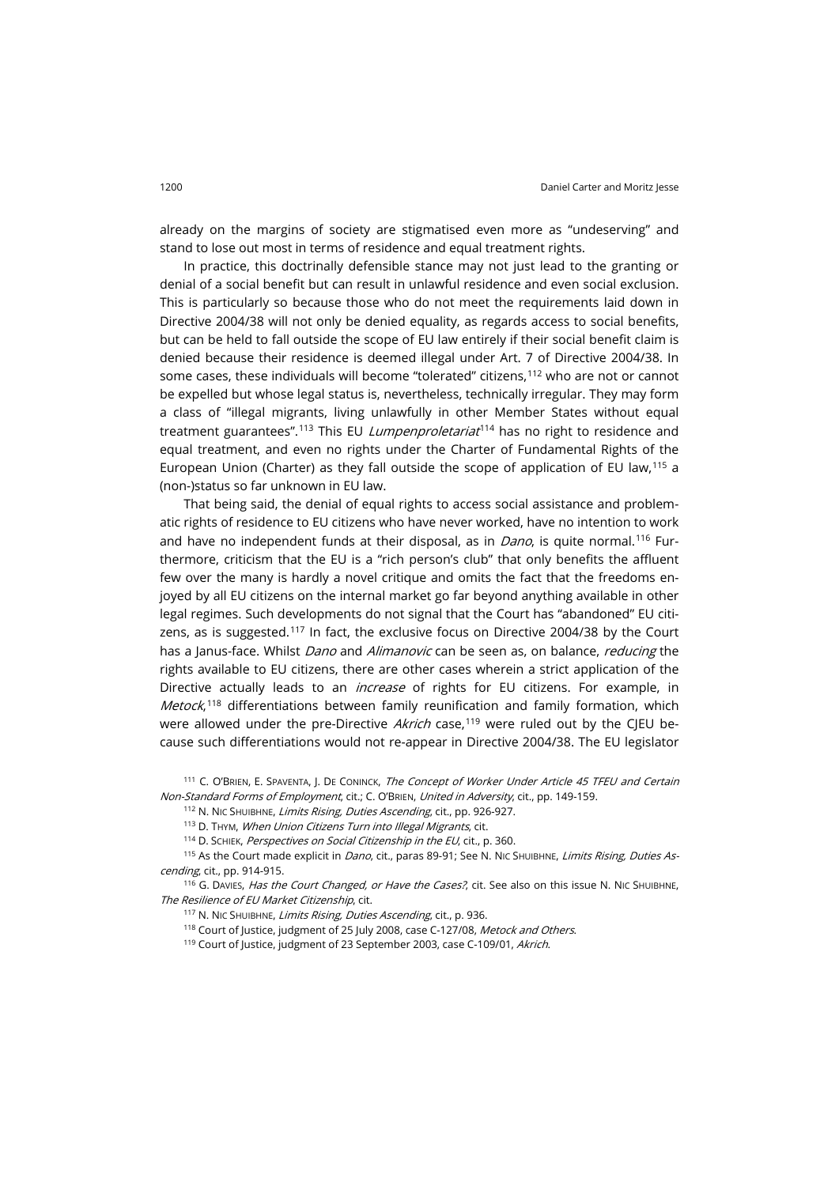already on the margins of society are stigmatised even more as "undeserving" and stand to lose out most in terms of residence and equal treatment rights.

In practice, this doctrinally defensible stance may not just lead to the granting or denial of a social benefit but can result in unlawful residence and even social exclusion. This is particularly so because those who do not meet the requirements laid down in Directive 2004/38 will not only be denied equality, as regards access to social benefits, but can be held to fall outside the scope of EU law entirely if their social benefit claim is denied because their residence is deemed illegal under Art. 7 of Directive 2004/38. In some cases, these individuals will become "tolerated" citizens,[112] who are not or cannot be expelled but whose legal status is, nevertheless, technically irregular. They may form a class of "illegal migrants, living unlawfully in other Member States without equal treatment guarantees".[113] This EU *Lumpenproletariat*[114] has no right to residence and equal treatment, and even no rights under the Charter of Fundamental Rights of the European Union (Charter) as they fall outside the scope of application of EU law,[115] a (non-)status so far unknown in EU law.

That being said, the denial of equal rights to access social assistance and problematic rights of residence to EU citizens who have never worked, have no intention to work and have no independent funds at their disposal, as in *Dano*, is quite normal.[116] Furthermore, criticism that the EU is a "rich person's club" that only benefits the affluent few over the many is hardly a novel critique and omits the fact that the freedoms enjoyed by all EU citizens on the internal market go far beyond anything available in other legal regimes. Such developments do not signal that the Court has "abandoned" EU citizens, as is suggested.[117] In fact, the exclusive focus on Directive 2004/38 by the Court has a Janus-face. Whilst *Dano* and *Alimanovic* can be seen as, on balance, *reducing* the rights available to EU citizens, there are other cases wherein a strict application of the Directive actually leads to an *increase* of rights for EU citizens. For example, in *Metock*,[118] differentiations between family reunification and family formation, which were allowed under the pre-Directive *Akrich* case,[119] were ruled out by the CJEU because such differentiations would not re-appear in Directive 2004/38. The EU legislator

[111] C. O'Brien, E. Spaventa, J. De Coninck, *The Concept of Worker Under Article 45 TFEU and Certain Non-Standard Forms of Employment*, cit.; C. O'Brien, *United in Adversity*, cit., pp. 149-159.

[112] N. Nic Shuibhne, *Limits Rising, Duties Ascending*, cit., pp. 926-927.

[113] D. Thym, *When Union Citizens Turn into Illegal Migrants*, cit.

[114] D. Schiek, *Perspectives on Social Citizenship in the EU*, cit., p. 360.

[115] As the Court made explicit in *Dano*, cit., paras 89-91; See N. Nic Shuibhne, *Limits Rising, Duties Ascending*, cit., pp. 914-915.

[116] G. Davies, *Has the Court Changed, or Have the Cases?*, cit. See also on this issue N. Nic Shuibhne, *The Resilience of EU Market Citizenship*, cit.

[117] N. Nic Shuibhne, *Limits Rising, Duties Ascending*, cit., p. 936.

[118] Court of Justice, judgment of 25 July 2008, case C-127/08, *Metock and Others*.

[119] Court of Justice, judgment of 23 September 2003, case C-109/01, *Akrich*.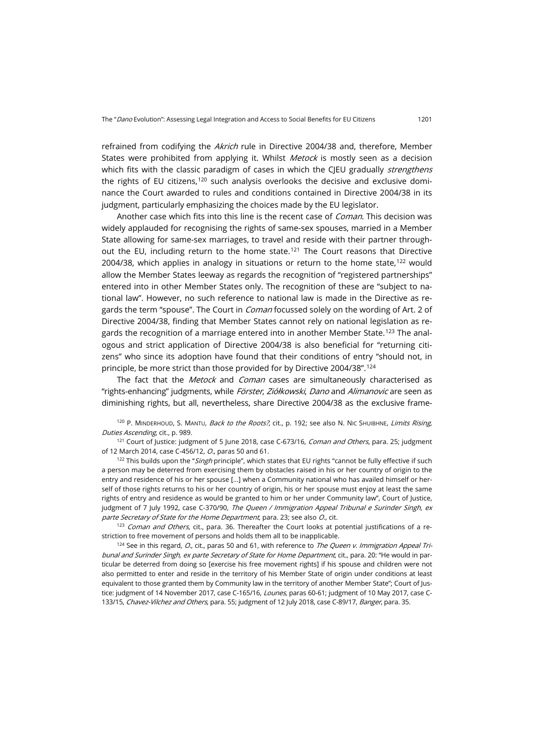refrained from codifying the *Akrich* rule in Directive 2004/38 and, therefore, Member States were prohibited from applying it. Whilst *Metock* is mostly seen as a decision which fits with the classic paradigm of cases in which the CJEU gradually *strengthens* the rights of EU citizens,[120] such analysis overlooks the decisive and exclusive dominance the Court awarded to rules and conditions contained in Directive 2004/38 in its judgment, particularly emphasizing the choices made by the EU legislator.

Another case which fits into this line is the recent case of *Coman*. This decision was widely applauded for recognising the rights of same-sex spouses, married in a Member State allowing for same-sex marriages, to travel and reside with their partner throughout the EU, including return to the home state.[121] The Court reasons that Directive 2004/38, which applies in analogy in situations or return to the home state,[122] would allow the Member States leeway as regards the recognition of "registered partnerships" entered into in other Member States only. The recognition of these are "subject to national law". However, no such reference to national law is made in the Directive as regards the term "spouse". The Court in *Coman* focussed solely on the wording of Art. 2 of Directive 2004/38, finding that Member States cannot rely on national legislation as regards the recognition of a marriage entered into in another Member State.[123] The analogous and strict application of Directive 2004/38 is also beneficial for "returning citizens" who since its adoption have found that their conditions of entry "should not, in principle, be more strict than those provided for by Directive 2004/38".[124]

The fact that the *Metock* and *Coman* cases are simultaneously characterised as "rights-enhancing" judgments, while *Förster*, *Ziółkowski*, *Dano* and *Alimanovic* are seen as diminishing rights, but all, nevertheless, share Directive 2004/38 as the exclusive frame-

[120] P. Minderhoud, S. Mantu, *Back to the Roots?*, cit., p. 192; see also N. Nic Shuibhne, *Limits Rising, Duties Ascending*, cit., p. 989.

[121] Court of Justice: judgment of 5 June 2018, case C-673/16, *Coman and Others*, para. 25; judgment of 12 March 2014, case C-456/12, *O.*, paras 50 and 61.

[122] This builds upon the "*Singh* principle", which states that EU rights "cannot be fully effective if such a person may be deterred from exercising them by obstacles raised in his or her country of origin to the entry and residence of his or her spouse […] when a Community national who has availed himself or herself of those rights returns to his or her country of origin, his or her spouse must enjoy at least the same rights of entry and residence as would be granted to him or her under Community law", Court of Justice, judgment of 7 July 1992, case C-370/90, *The Queen / Immigration Appeal Tribunal e Surinder Singh, ex parte Secretary of State for the Home Department*, para. 23; see also *O.*, cit.

[123] *Coman and Others*, cit., para. 36. Thereafter the Court looks at potential justifications of a restriction to free movement of persons and holds them all to be inapplicable.

[124] See in this regard, *O.*, cit., paras 50 and 61, with reference to *The Queen v. Immigration Appeal Tribunal and Surinder Singh, ex parte Secretary of State for Home Department*, cit., para. 20: "He would in particular be deterred from doing so [exercise his free movement rights] if his spouse and children were not also permitted to enter and reside in the territory of his Member State of origin under conditions at least equivalent to those granted them by Community law in the territory of another Member State"; Court of Justice: judgment of 14 November 2017, case C-165/16, *Lounes*, paras 60-61; judgment of 10 May 2017, case C-133/15, *Chavez-Vilchez and Others*, para. 55; judgment of 12 July 2018, case C-89/17, *Banger*, para. 35.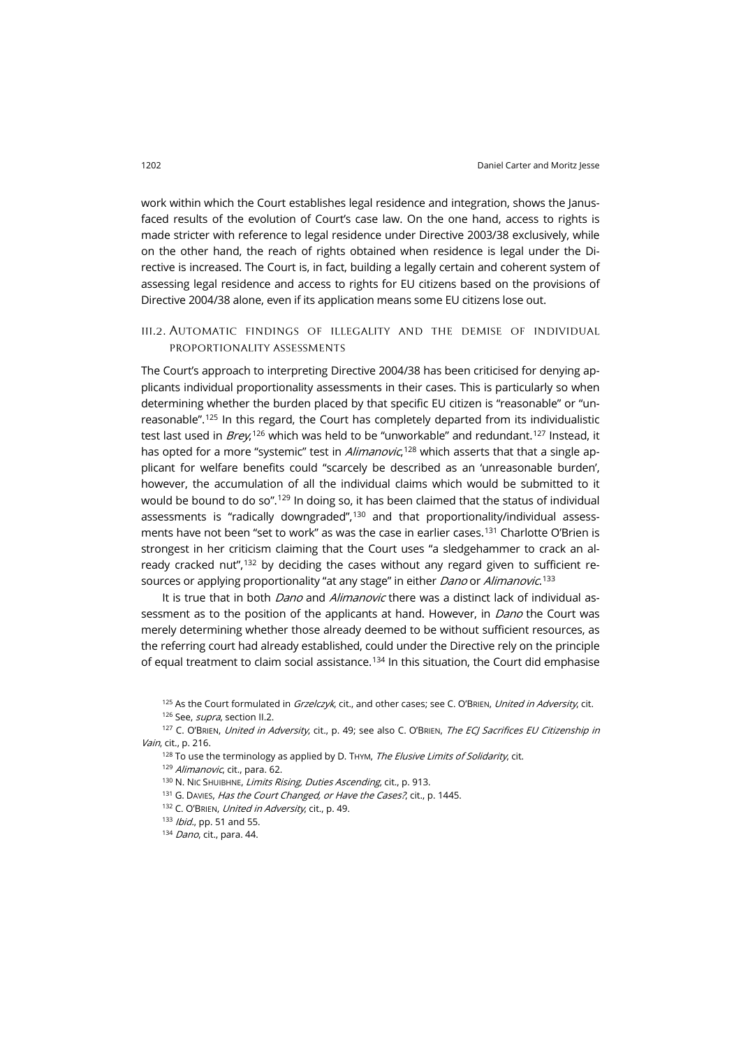work within which the Court establishes legal residence and integration, shows the Janus-faced results of the evolution of Court's case law. On the one hand, access to rights is made stricter with reference to legal residence under Directive 2003/38 exclusively, while on the other hand, the reach of rights obtained when residence is legal under the Directive is increased. The Court is, in fact, building a legally certain and coherent system of assessing legal residence and access to rights for EU citizens based on the provisions of Directive 2004/38 alone, even if its application means some EU citizens lose out.

### III.2. Automatic findings of illegality and the demise of individual proportionality assessments

The Court's approach to interpreting Directive 2004/38 has been criticised for denying applicants individual proportionality assessments in their cases. This is particularly so when determining whether the burden placed by that specific EU citizen is "reasonable" or "unreasonable".[125] In this regard, the Court has completely departed from its individualistic test last used in *Brey*,[126] which was held to be "unworkable" and redundant.[127] Instead, it has opted for a more "systemic" test in *Alimanovic*,[128] which asserts that that a single applicant for welfare benefits could "scarcely be described as an 'unreasonable burden', however, the accumulation of all the individual claims which would be submitted to it would be bound to do so".[129] In doing so, it has been claimed that the status of individual assessments is "radically downgraded",[130] and that proportionality/individual assessments have not been "set to work" as was the case in earlier cases.[131] Charlotte O'Brien is strongest in her criticism claiming that the Court uses "a sledgehammer to crack an already cracked nut",[132] by deciding the cases without any regard given to sufficient resources or applying proportionality "at any stage" in either *Dano* or *Alimanovic*.[133]

It is true that in both *Dano* and *Alimanovic* there was a distinct lack of individual assessment as to the position of the applicants at hand. However, in *Dano* the Court was merely determining whether those already deemed to be without sufficient resources, as the referring court had already established, could under the Directive rely on the principle of equal treatment to claim social assistance.[134] In this situation, the Court did emphasise

[125] As the Court formulated in *Grzelczyk*, cit., and other cases; see C. O'Brien, *United in Adversity*, cit.

[126] See, *supra*, section II.2.

[127] C. O'Brien, *United in Adversity*, cit., p. 49; see also C. O'Brien, *The ECJ Sacrifices EU Citizenship in Vain*, cit., p. 216.

[128] To use the terminology as applied by D. Thym, *The Elusive Limits of Solidarity*, cit.

[129] *Alimanovic*, cit., para. 62.

[130] N. Nic Shuibhne, *Limits Rising, Duties Ascending*, cit., p. 913.

[131] G. Davies, *Has the Court Changed, or Have the Cases?*, cit., p. 1445.

[132] C. O'Brien, *United in Adversity*, cit., p. 49.

[133] *Ibid.*, pp. 51 and 55.

[134] *Dano*, cit., para. 44.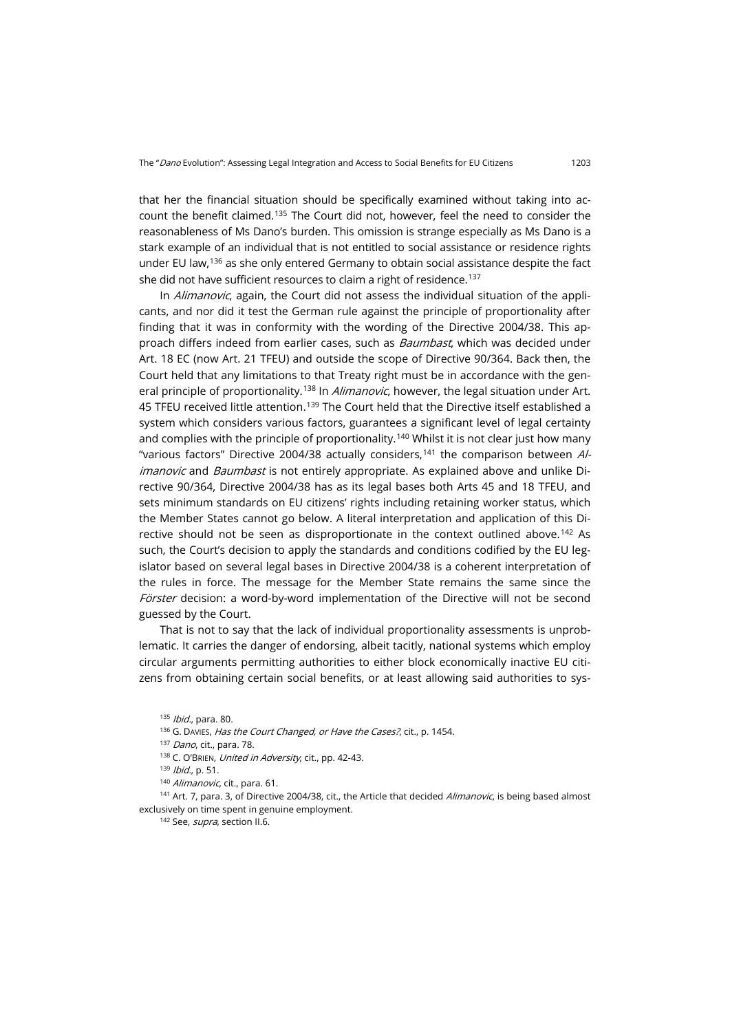that her the financial situation should be specifically examined without taking into account the benefit claimed.[135] The Court did not, however, feel the need to consider the reasonableness of Ms Dano's burden. This omission is strange especially as Ms Dano is a stark example of an individual that is not entitled to social assistance or residence rights under EU law,[136] as she only entered Germany to obtain social assistance despite the fact she did not have sufficient resources to claim a right of residence.[137]

In *Alimanovic*, again, the Court did not assess the individual situation of the applicants, and nor did it test the German rule against the principle of proportionality after finding that it was in conformity with the wording of the Directive 2004/38. This approach differs indeed from earlier cases, such as *Baumbast*, which was decided under Art. 18 EC (now Art. 21 TFEU) and outside the scope of Directive 90/364. Back then, the Court held that any limitations to that Treaty right must be in accordance with the general principle of proportionality.[138] In *Alimanovic*, however, the legal situation under Art. 45 TFEU received little attention.[139] The Court held that the Directive itself established a system which considers various factors, guarantees a significant level of legal certainty and complies with the principle of proportionality.[140] Whilst it is not clear just how many "various factors" Directive 2004/38 actually considers,[141] the comparison between *Alimanovic* and *Baumbast* is not entirely appropriate. As explained above and unlike Directive 90/364, Directive 2004/38 has as its legal bases both Arts 45 and 18 TFEU, and sets minimum standards on EU citizens' rights including retaining worker status, which the Member States cannot go below. A literal interpretation and application of this Directive should not be seen as disproportionate in the context outlined above.[142] As such, the Court's decision to apply the standards and conditions codified by the EU legislator based on several legal bases in Directive 2004/38 is a coherent interpretation of the rules in force. The message for the Member State remains the same since the *Förster* decision: a word-by-word implementation of the Directive will not be second guessed by the Court.

That is not to say that the lack of individual proportionality assessments is unproblematic. It carries the danger of endorsing, albeit tacitly, national systems which employ circular arguments permitting authorities to either block economically inactive EU citizens from obtaining certain social benefits, or at least allowing said authorities to sys-

[135] *Ibid.*, para. 80.

[136] G. Davies, *Has the Court Changed, or Have the Cases?*, cit., p. 1454.

[137] *Dano*, cit., para. 78.

[138] C. O'Brien, *United in Adversity*, cit., pp. 42-43.

[139] *Ibid.*, p. 51.

[140] *Alimanovic*, cit., para. 61.

[141] Art. 7, para. 3, of Directive 2004/38, cit., the Article that decided *Alimanovic*, is being based almost exclusively on time spent in genuine employment.

[142] See, *supra*, section II.6.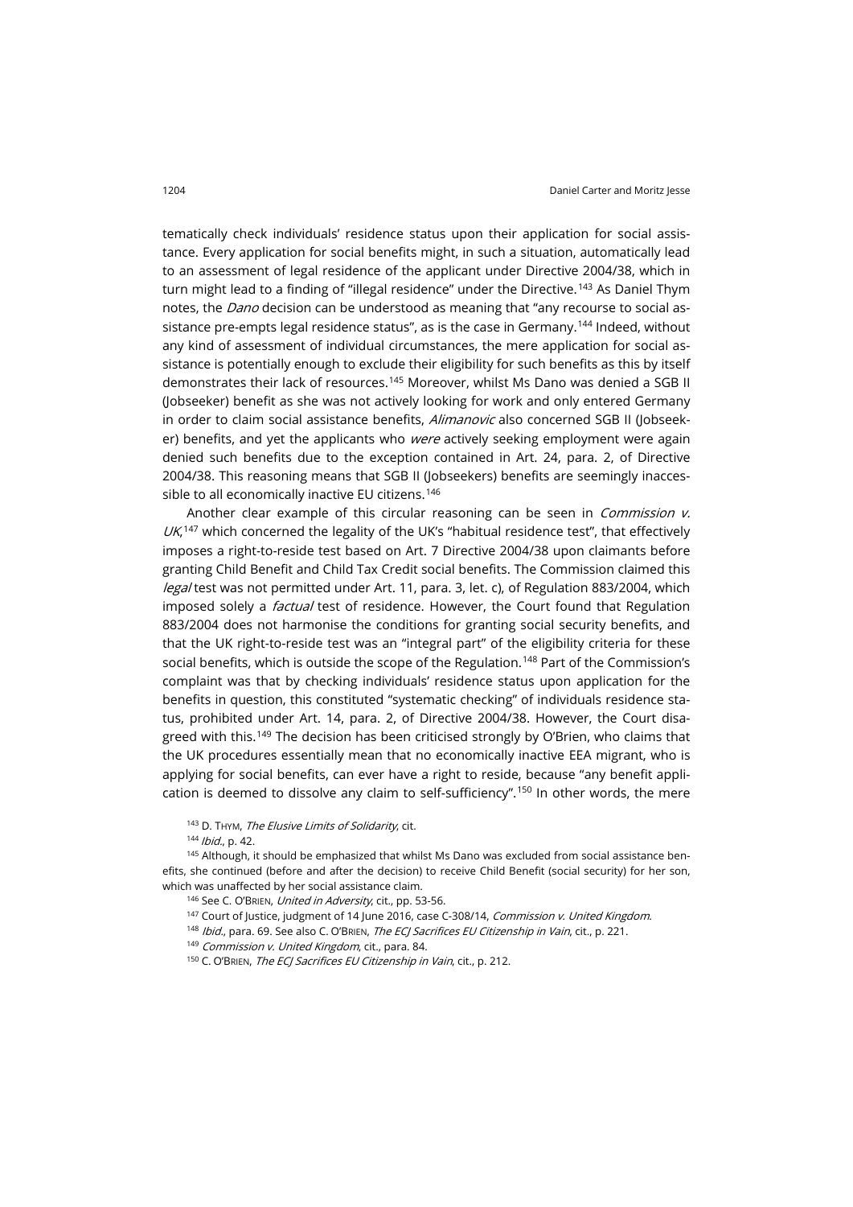tematically check individuals' residence status upon their application for social assistance. Every application for social benefits might, in such a situation, automatically lead to an assessment of legal residence of the applicant under Directive 2004/38, which in turn might lead to a finding of "illegal residence" under the Directive.[143] As Daniel Thym notes, the *Dano* decision can be understood as meaning that "any recourse to social assistance pre-empts legal residence status", as is the case in Germany.[144] Indeed, without any kind of assessment of individual circumstances, the mere application for social assistance is potentially enough to exclude their eligibility for such benefits as this by itself demonstrates their lack of resources.[145] Moreover, whilst Ms Dano was denied a SGB II (Jobseeker) benefit as she was not actively looking for work and only entered Germany in order to claim social assistance benefits, *Alimanovic* also concerned SGB II (Jobseeker) benefits, and yet the applicants who *were* actively seeking employment were again denied such benefits due to the exception contained in Art. 24, para. 2, of Directive 2004/38. This reasoning means that SGB II (Jobseekers) benefits are seemingly inaccessible to all economically inactive EU citizens.[146]

Another clear example of this circular reasoning can be seen in *Commission v. UK*,[147] which concerned the legality of the UK's "habitual residence test", that effectively imposes a right-to-reside test based on Art. 7 Directive 2004/38 upon claimants before granting Child Benefit and Child Tax Credit social benefits. The Commission claimed this *legal* test was not permitted under Art. 11, para. 3, let. c), of Regulation 883/2004, which imposed solely a *factual* test of residence. However, the Court found that Regulation 883/2004 does not harmonise the conditions for granting social security benefits, and that the UK right-to-reside test was an "integral part" of the eligibility criteria for these social benefits, which is outside the scope of the Regulation.[148] Part of the Commission's complaint was that by checking individuals' residence status upon application for the benefits in question, this constituted "systematic checking" of individuals residence status, prohibited under Art. 14, para. 2, of Directive 2004/38. However, the Court disagreed with this.[149] The decision has been criticised strongly by O'Brien, who claims that the UK procedures essentially mean that no economically inactive EEA migrant, who is applying for social benefits, can ever have a right to reside, because "any benefit application is deemed to dissolve any claim to self-sufficiency".[150] In other words, the mere

[143] D. Thym, *The Elusive Limits of Solidarity*, cit.

[144] *Ibid.*, p. 42.

[145] Although, it should be emphasized that whilst Ms Dano was excluded from social assistance benefits, she continued (before and after the decision) to receive Child Benefit (social security) for her son, which was unaffected by her social assistance claim.

[146] See C. O'Brien, *United in Adversity*, cit., pp. 53-56.

[147] Court of Justice, judgment of 14 June 2016, case C-308/14, *Commission v. United Kingdom*.

[148] *Ibid.*, para. 69. See also C. O'Brien, *The ECJ Sacrifices EU Citizenship in Vain*, cit., p. 221.

[149] *Commission v. United Kingdom*, cit., para. 84.

[150] C. O'Brien, *The ECJ Sacrifices EU Citizenship in Vain*, cit., p. 212.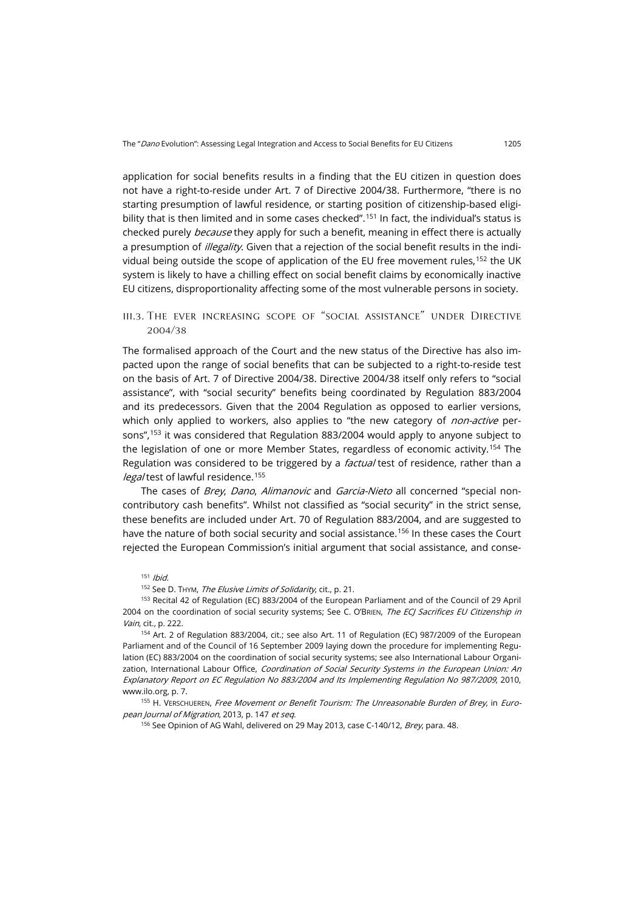application for social benefits results in a finding that the EU citizen in question does not have a right-to-reside under Art. 7 of Directive 2004/38. Furthermore, "there is no starting presumption of lawful residence, or starting position of citizenship-based eligibility that is then limited and in some cases checked".[151] In fact, the individual's status is checked purely *because* they apply for such a benefit, meaning in effect there is actually a presumption of *illegality*. Given that a rejection of the social benefit results in the individual being outside the scope of application of the EU free movement rules,[152] the UK system is likely to have a chilling effect on social benefit claims by economically inactive EU citizens, disproportionality affecting some of the most vulnerable persons in society.

### III.3. The ever increasing scope of "social assistance" under Directive 2004/38

The formalised approach of the Court and the new status of the Directive has also impacted upon the range of social benefits that can be subjected to a right-to-reside test on the basis of Art. 7 of Directive 2004/38. Directive 2004/38 itself only refers to "social assistance", with "social security" benefits being coordinated by Regulation 883/2004 and its predecessors. Given that the 2004 Regulation as opposed to earlier versions, which only applied to workers, also applies to "the new category of *non-active* persons",[153] it was considered that Regulation 883/2004 would apply to anyone subject to the legislation of one or more Member States, regardless of economic activity.[154] The Regulation was considered to be triggered by a *factual* test of residence, rather than a *legal* test of lawful residence.[155]

The cases of *Brey*, *Dano*, *Alimanovic* and *Garcia-Nieto* all concerned "special non-contributory cash benefits". Whilst not classified as "social security" in the strict sense, these benefits are included under Art. 70 of Regulation 883/2004, and are suggested to have the nature of both social security and social assistance.[156] In these cases the Court rejected the European Commission's initial argument that social assistance, and conse-

[151] *Ibid.*

[152] See D. Thym, *The Elusive Limits of Solidarity*, cit., p. 21.

[153] Recital 42 of Regulation (EC) 883/2004 of the European Parliament and of the Council of 29 April 2004 on the coordination of social security systems; See C. O'Brien, *The ECJ Sacrifices EU Citizenship in Vain*, cit., p. 222.

[154] Art. 2 of Regulation 883/2004, cit.; see also Art. 11 of Regulation (EC) 987/2009 of the European Parliament and of the Council of 16 September 2009 laying down the procedure for implementing Regulation (EC) 883/2004 on the coordination of social security systems; see also International Labour Organization, International Labour Office, *Coordination of Social Security Systems in the European Union: An Explanatory Report on EC Regulation No 883/2004 and Its Implementing Regulation No 987/2009*, 2010, www.ilo.org, p. 7.

[155] H. Verschueren, *Free Movement or Benefit Tourism: The Unreasonable Burden of Brey*, in *European Journal of Migration*, 2013, p. 147 *et seq*.

[156] See Opinion of AG Wahl, delivered on 29 May 2013, case C-140/12, *Brey*, para. 48.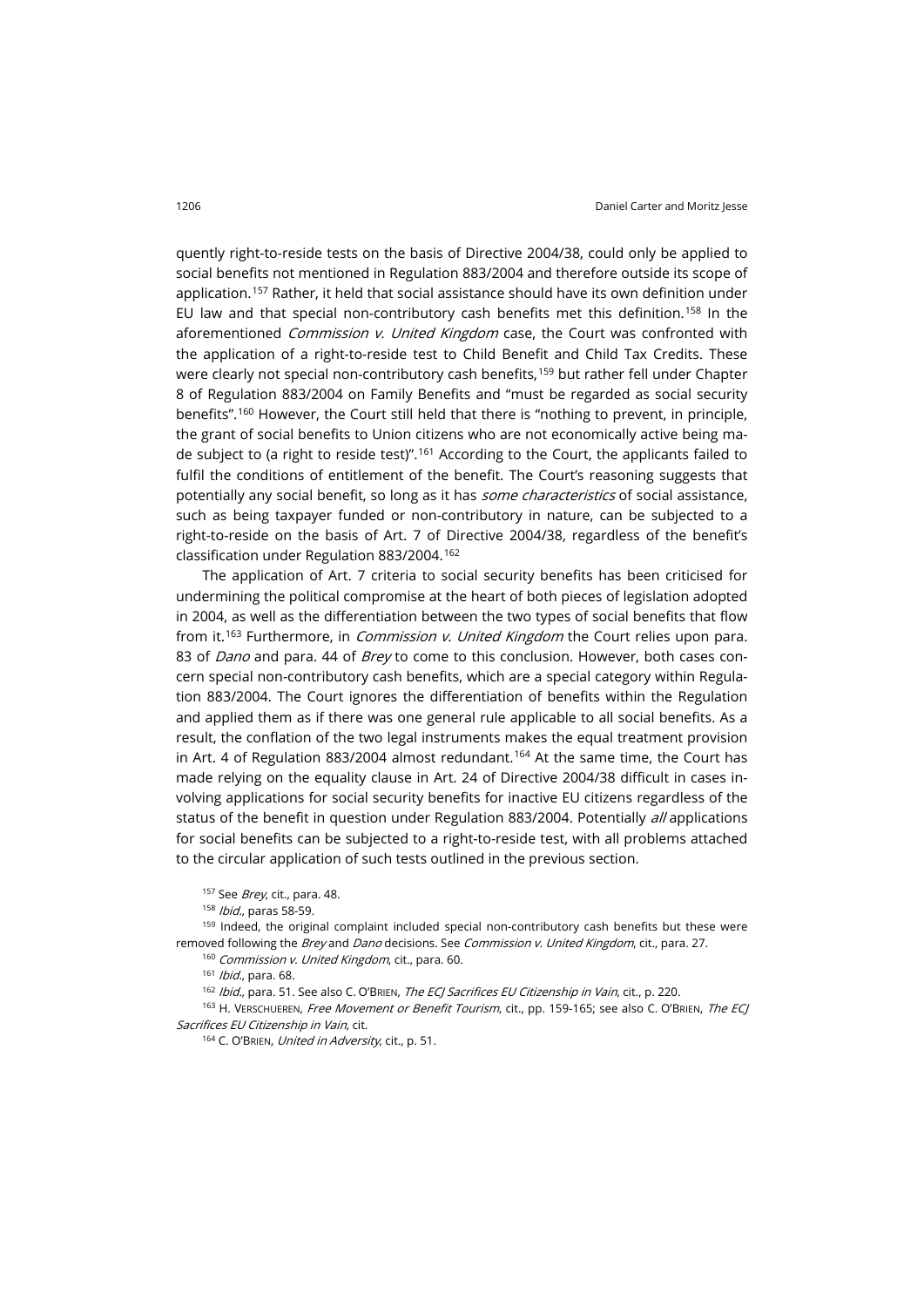quently right-to-reside tests on the basis of Directive 2004/38, could only be applied to social benefits not mentioned in Regulation 883/2004 and therefore outside its scope of application.[157] Rather, it held that social assistance should have its own definition under EU law and that special non-contributory cash benefits met this definition.[158] In the aforementioned *Commission v. United Kingdom* case, the Court was confronted with the application of a right-to-reside test to Child Benefit and Child Tax Credits. These were clearly not special non-contributory cash benefits,[159] but rather fell under Chapter 8 of Regulation 883/2004 on Family Benefits and "must be regarded as social security benefits".[160] However, the Court still held that there is "nothing to prevent, in principle, the grant of social benefits to Union citizens who are not economically active being made subject to (a right to reside test)".[161] According to the Court, the applicants failed to fulfil the conditions of entitlement of the benefit. The Court's reasoning suggests that potentially any social benefit, so long as it has *some characteristics* of social assistance, such as being taxpayer funded or non-contributory in nature, can be subjected to a right-to-reside on the basis of Art. 7 of Directive 2004/38, regardless of the benefit's classification under Regulation 883/2004.[162]

The application of Art. 7 criteria to social security benefits has been criticised for undermining the political compromise at the heart of both pieces of legislation adopted in 2004, as well as the differentiation between the two types of social benefits that flow from it.[163] Furthermore, in *Commission v. United Kingdom* the Court relies upon para. 83 of *Dano* and para. 44 of *Brey* to come to this conclusion. However, both cases concern special non-contributory cash benefits, which are a special category within Regulation 883/2004. The Court ignores the differentiation of benefits within the Regulation and applied them as if there was one general rule applicable to all social benefits. As a result, the conflation of the two legal instruments makes the equal treatment provision in Art. 4 of Regulation 883/2004 almost redundant.[164] At the same time, the Court has made relying on the equality clause in Art. 24 of Directive 2004/38 difficult in cases involving applications for social security benefits for inactive EU citizens regardless of the status of the benefit in question under Regulation 883/2004. Potentially *all* applications for social benefits can be subjected to a right-to-reside test, with all problems attached to the circular application of such tests outlined in the previous section.

[157] See *Brey*, cit., para. 48.

[158] *Ibid.*, paras 58-59.

[159] Indeed, the original complaint included special non-contributory cash benefits but these were removed following the *Brey* and *Dano* decisions. See *Commission v. United Kingdom*, cit., para. 27.

[160] *Commission v. United Kingdom*, cit., para. 60.

[161] *Ibid.*, para. 68.

[162] *Ibid.*, para. 51. See also C. O'Brien, *The ECJ Sacrifices EU Citizenship in Vain*, cit., p. 220.

[163] H. Verschueren, *Free Movement or Benefit Tourism*, cit., pp. 159-165; see also C. O'Brien, *The ECJ Sacrifices EU Citizenship in Vain*, cit.

[164] C. O'Brien, *United in Adversity*, cit., p. 51.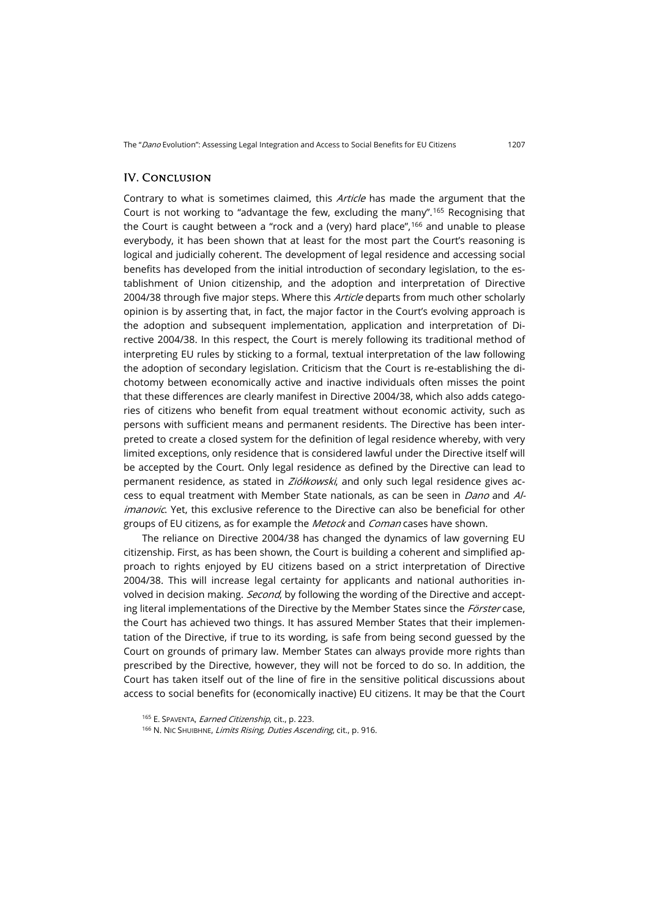## IV. Conclusion

Contrary to what is sometimes claimed, this *Article* has made the argument that the Court is not working to "advantage the few, excluding the many".[165] Recognising that the Court is caught between a "rock and a (very) hard place",[166] and unable to please everybody, it has been shown that at least for the most part the Court's reasoning is logical and judicially coherent. The development of legal residence and accessing social benefits has developed from the initial introduction of secondary legislation, to the establishment of Union citizenship, and the adoption and interpretation of Directive 2004/38 through five major steps. Where this *Article* departs from much other scholarly opinion is by asserting that, in fact, the major factor in the Court's evolving approach is the adoption and subsequent implementation, application and interpretation of Directive 2004/38. In this respect, the Court is merely following its traditional method of interpreting EU rules by sticking to a formal, textual interpretation of the law following the adoption of secondary legislation. Criticism that the Court is re-establishing the dichotomy between economically active and inactive individuals often misses the point that these differences are clearly manifest in Directive 2004/38, which also adds categories of citizens who benefit from equal treatment without economic activity, such as persons with sufficient means and permanent residents. The Directive has been interpreted to create a closed system for the definition of legal residence whereby, with very limited exceptions, only residence that is considered lawful under the Directive itself will be accepted by the Court. Only legal residence as defined by the Directive can lead to permanent residence, as stated in *Ziółkowski*, and only such legal residence gives access to equal treatment with Member State nationals, as can be seen in *Dano* and *Alimanovic*. Yet, this exclusive reference to the Directive can also be beneficial for other groups of EU citizens, as for example the *Metock* and *Coman* cases have shown.

The reliance on Directive 2004/38 has changed the dynamics of law governing EU citizenship. First, as has been shown, the Court is building a coherent and simplified approach to rights enjoyed by EU citizens based on a strict interpretation of Directive 2004/38. This will increase legal certainty for applicants and national authorities involved in decision making. *Second*, by following the wording of the Directive and accepting literal implementations of the Directive by the Member States since the *Förster* case, the Court has achieved two things. It has assured Member States that their implementation of the Directive, if true to its wording, is safe from being second guessed by the Court on grounds of primary law. Member States can always provide more rights than prescribed by the Directive, however, they will not be forced to do so. In addition, the Court has taken itself out of the line of fire in the sensitive political discussions about access to social benefits for (economically inactive) EU citizens. It may be that the Court

[165] E. Spaventa, *Earned Citizenship*, cit., p. 223.

[166] N. Nic Shuibhne, *Limits Rising, Duties Ascending*, cit., p. 916.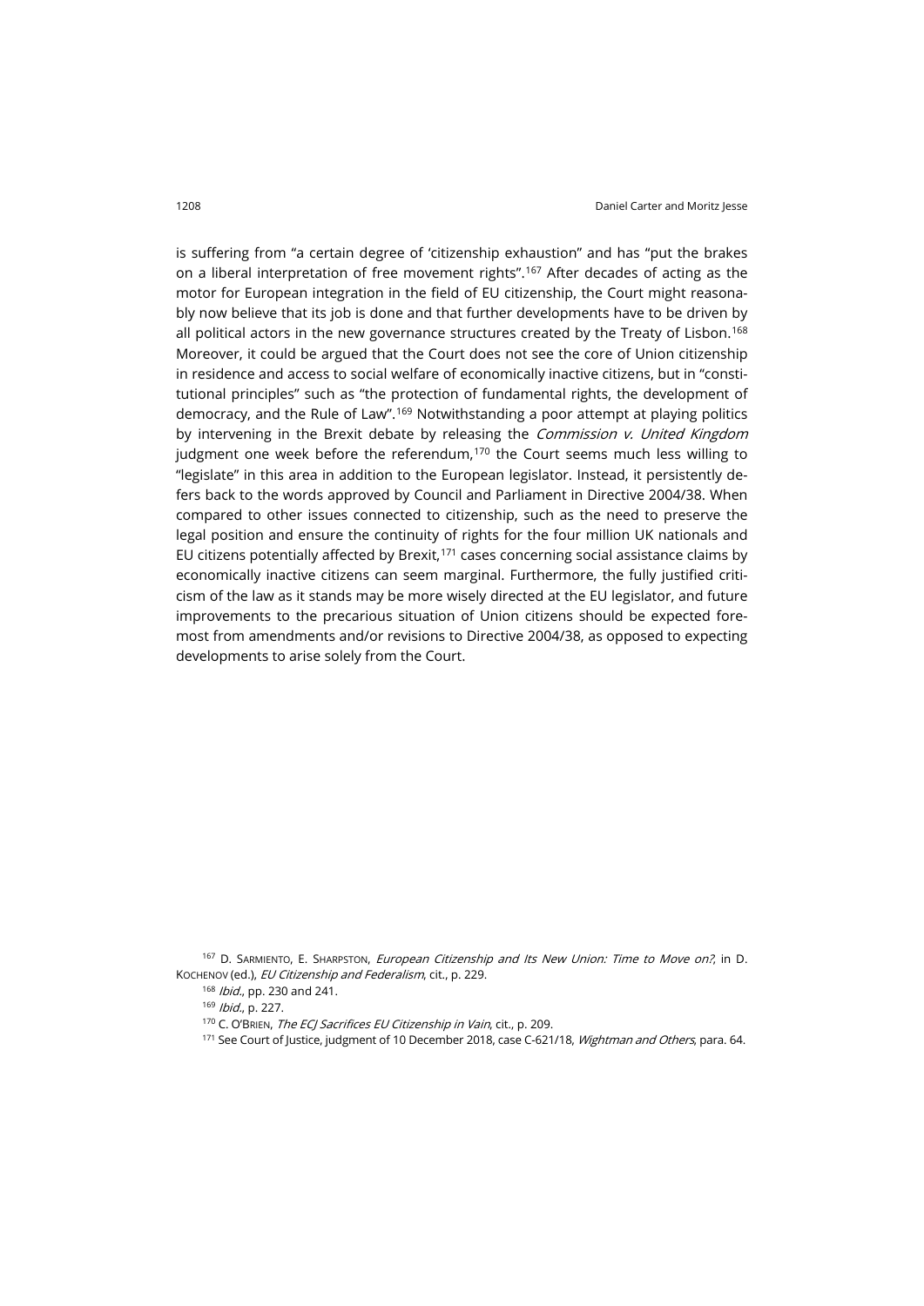is suffering from "a certain degree of 'citizenship exhaustion" and has "put the brakes on a liberal interpretation of free movement rights".[167] After decades of acting as the motor for European integration in the field of EU citizenship, the Court might reasonably now believe that its job is done and that further developments have to be driven by all political actors in the new governance structures created by the Treaty of Lisbon.[168] Moreover, it could be argued that the Court does not see the core of Union citizenship in residence and access to social welfare of economically inactive citizens, but in "constitutional principles" such as "the protection of fundamental rights, the development of democracy, and the Rule of Law".[169] Notwithstanding a poor attempt at playing politics by intervening in the Brexit debate by releasing the *Commission v. United Kingdom* judgment one week before the referendum,[170] the Court seems much less willing to "legislate" in this area in addition to the European legislator. Instead, it persistently defers back to the words approved by Council and Parliament in Directive 2004/38. When compared to other issues connected to citizenship, such as the need to preserve the legal position and ensure the continuity of rights for the four million UK nationals and EU citizens potentially affected by Brexit,[171] cases concerning social assistance claims by economically inactive citizens can seem marginal. Furthermore, the fully justified criticism of the law as it stands may be more wisely directed at the EU legislator, and future improvements to the precarious situation of Union citizens should be expected foremost from amendments and/or revisions to Directive 2004/38, as opposed to expecting developments to arise solely from the Court.

[167] D. Sarmiento, E. Sharpston, *European Citizenship and Its New Union: Time to Move on?*, in D. Kochenov (ed.), *EU Citizenship and Federalism*, cit., p. 229.

[168] *Ibid.*, pp. 230 and 241.

[169] *Ibid.*, p. 227.

[170] C. O'Brien, *The ECJ Sacrifices EU Citizenship in Vain*, cit., p. 209.

[171] See Court of Justice, judgment of 10 December 2018, case C-621/18, *Wightman and Others*, para. 64.